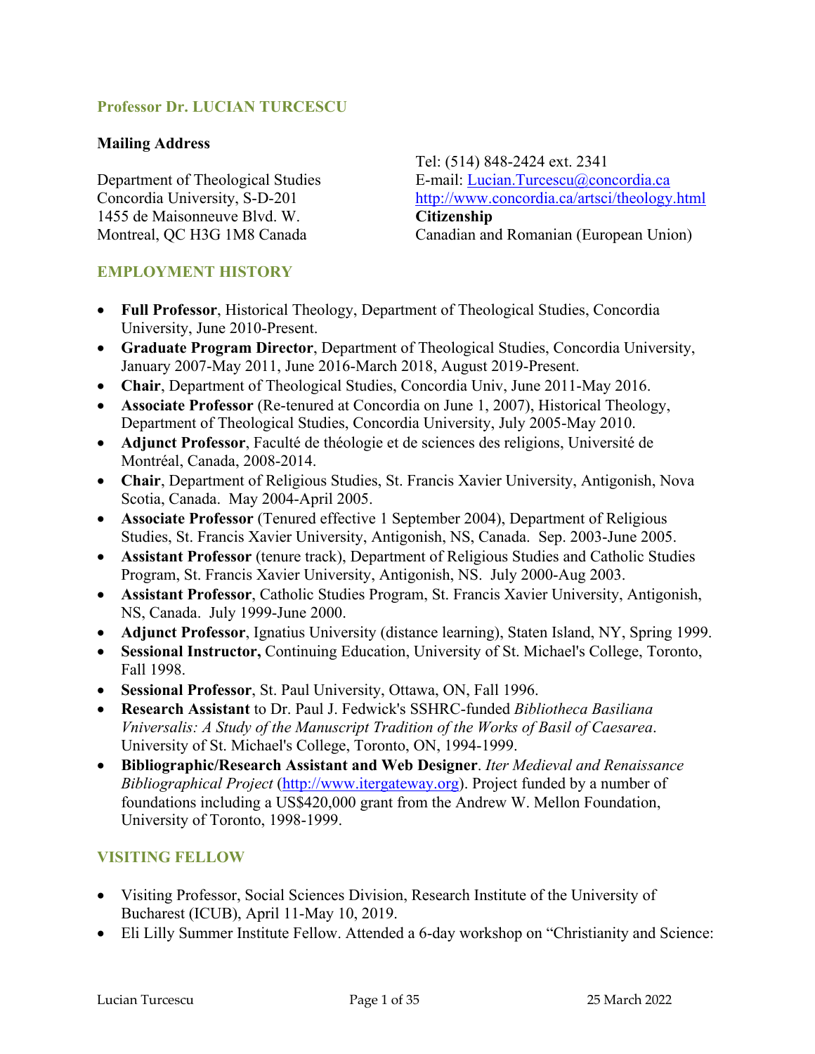# Professor Dr. LUCIAN TURCESCU

**Mailing Address**

Department of Theological Studies
Concordia University, S-D-201
1455 de Maisonneuve Blvd. W.
Montreal, QC H3G 1M8 Canada

Tel: (514) 848-2424 ext. 2341
E-mail: Lucian.Turcescu@concordia.ca
http://www.concordia.ca/artsci/theology.html

**Citizenship**
Canadian and Romanian (European Union)

## EMPLOYMENT HISTORY

- **Full Professor**, Historical Theology, Department of Theological Studies, Concordia University, June 2010-Present.
- **Graduate Program Director**, Department of Theological Studies, Concordia University, January 2007-May 2011, June 2016-March 2018, August 2019-Present.
- **Chair**, Department of Theological Studies, Concordia Univ, June 2011-May 2016.
- **Associate Professor** (Re-tenured at Concordia on June 1, 2007), Historical Theology, Department of Theological Studies, Concordia University, July 2005-May 2010.
- **Adjunct Professor**, Faculté de théologie et de sciences des religions, Université de Montréal, Canada, 2008-2014.
- **Chair**, Department of Religious Studies, St. Francis Xavier University, Antigonish, Nova Scotia, Canada. May 2004-April 2005.
- **Associate Professor** (Tenured effective 1 September 2004), Department of Religious Studies, St. Francis Xavier University, Antigonish, NS, Canada. Sep. 2003-June 2005.
- **Assistant Professor** (tenure track), Department of Religious Studies and Catholic Studies Program, St. Francis Xavier University, Antigonish, NS. July 2000-Aug 2003.
- **Assistant Professor**, Catholic Studies Program, St. Francis Xavier University, Antigonish, NS, Canada. July 1999-June 2000.
- **Adjunct Professor**, Ignatius University (distance learning), Staten Island, NY, Spring 1999.
- **Sessional Instructor,** Continuing Education, University of St. Michael's College, Toronto, Fall 1998.
- **Sessional Professor**, St. Paul University, Ottawa, ON, Fall 1996.
- **Research Assistant** to Dr. Paul J. Fedwick's SSHRC-funded *Bibliotheca Basiliana Vniversalis: A Study of the Manuscript Tradition of the Works of Basil of Caesarea*. University of St. Michael's College, Toronto, ON, 1994-1999.
- **Bibliographic/Research Assistant and Web Designer**. *Iter Medieval and Renaissance Bibliographical Project* (http://www.itergateway.org). Project funded by a number of foundations including a US$420,000 grant from the Andrew W. Mellon Foundation, University of Toronto, 1998-1999.

## VISITING FELLOW

- Visiting Professor, Social Sciences Division, Research Institute of the University of Bucharest (ICUB), April 11-May 10, 2019.
- Eli Lilly Summer Institute Fellow. Attended a 6-day workshop on "Christianity and Science: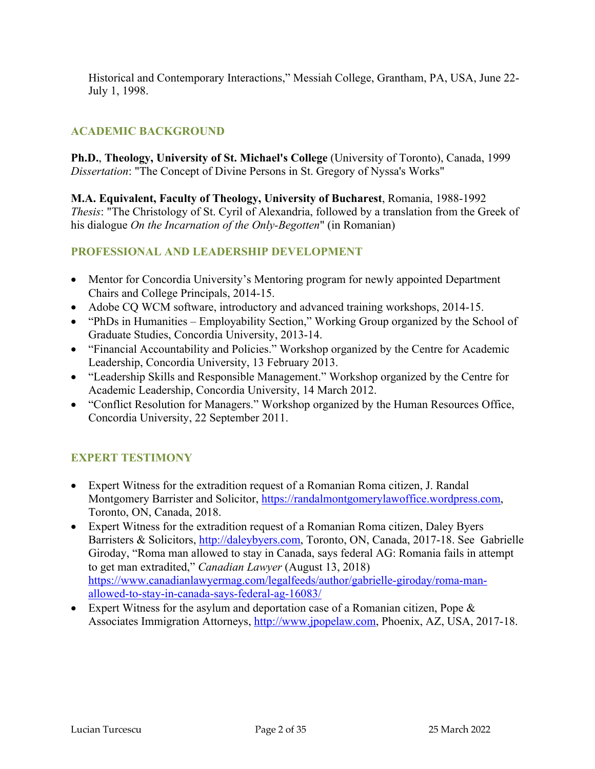Historical and Contemporary Interactions," Messiah College, Grantham, PA, USA, June 22-July 1, 1998.

## ACADEMIC BACKGROUND

**Ph.D.**, **Theology, University of St. Michael's College** (University of Toronto), Canada, 1999
*Dissertation*: "The Concept of Divine Persons in St. Gregory of Nyssa's Works"

**M.A. Equivalent, Faculty of Theology, University of Bucharest**, Romania, 1988-1992
*Thesis*: "The Christology of St. Cyril of Alexandria, followed by a translation from the Greek of his dialogue *On the Incarnation of the Only-Begotten*" (in Romanian)

## PROFESSIONAL AND LEADERSHIP DEVELOPMENT

- Mentor for Concordia University's Mentoring program for newly appointed Department Chairs and College Principals, 2014-15.
- Adobe CQ WCM software, introductory and advanced training workshops, 2014-15.
- "PhDs in Humanities – Employability Section," Working Group organized by the School of Graduate Studies, Concordia University, 2013-14.
- "Financial Accountability and Policies." Workshop organized by the Centre for Academic Leadership, Concordia University, 13 February 2013.
- "Leadership Skills and Responsible Management." Workshop organized by the Centre for Academic Leadership, Concordia University, 14 March 2012.
- "Conflict Resolution for Managers." Workshop organized by the Human Resources Office, Concordia University, 22 September 2011.

## EXPERT TESTIMONY

- Expert Witness for the extradition request of a Romanian Roma citizen, J. Randal Montgomery Barrister and Solicitor, https://randalmontgomerylawoffice.wordpress.com, Toronto, ON, Canada, 2018.
- Expert Witness for the extradition request of a Romanian Roma citizen, Daley Byers Barristers & Solicitors, http://daleybyers.com, Toronto, ON, Canada, 2017-18. See Gabrielle Giroday, "Roma man allowed to stay in Canada, says federal AG: Romania fails in attempt to get man extradited," *Canadian Lawyer* (August 13, 2018) https://www.canadianlawyermag.com/legalfeeds/author/gabrielle-giroday/roma-man-allowed-to-stay-in-canada-says-federal-ag-16083/
- Expert Witness for the asylum and deportation case of a Romanian citizen, Pope & Associates Immigration Attorneys, http://www.jpopelaw.com, Phoenix, AZ, USA, 2017-18.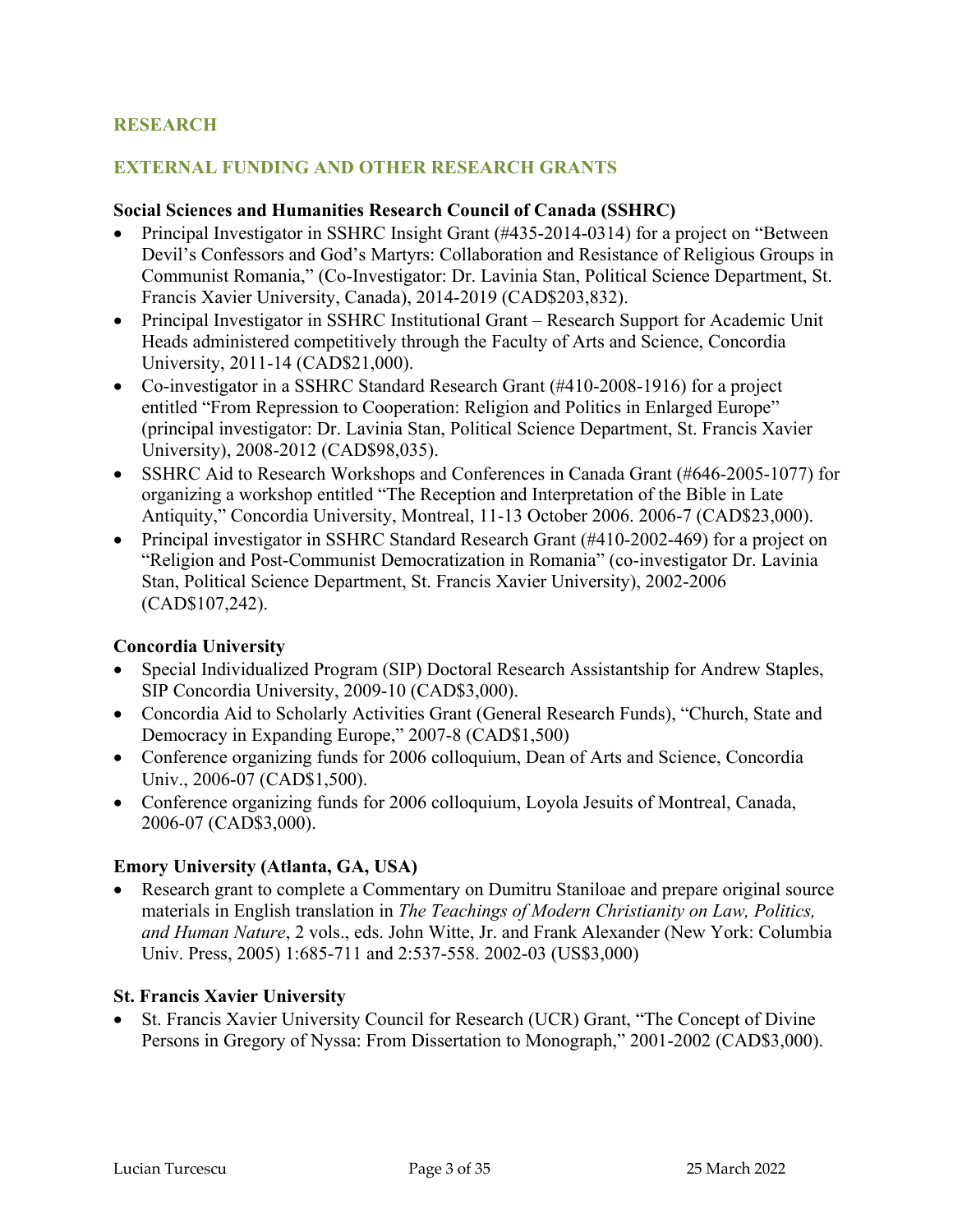## RESEARCH

## EXTERNAL FUNDING AND OTHER RESEARCH GRANTS

**Social Sciences and Humanities Research Council of Canada (SSHRC)**

- Principal Investigator in SSHRC Insight Grant (#435-2014-0314) for a project on "Between Devil's Confessors and God's Martyrs: Collaboration and Resistance of Religious Groups in Communist Romania," (Co-Investigator: Dr. Lavinia Stan, Political Science Department, St. Francis Xavier University, Canada), 2014-2019 (CAD$203,832).
- Principal Investigator in SSHRC Institutional Grant – Research Support for Academic Unit Heads administered competitively through the Faculty of Arts and Science, Concordia University, 2011-14 (CAD$21,000).
- Co-investigator in a SSHRC Standard Research Grant (#410-2008-1916) for a project entitled "From Repression to Cooperation: Religion and Politics in Enlarged Europe" (principal investigator: Dr. Lavinia Stan, Political Science Department, St. Francis Xavier University), 2008-2012 (CAD$98,035).
- SSHRC Aid to Research Workshops and Conferences in Canada Grant (#646-2005-1077) for organizing a workshop entitled "The Reception and Interpretation of the Bible in Late Antiquity," Concordia University, Montreal, 11-13 October 2006. 2006-7 (CAD$23,000).
- Principal investigator in SSHRC Standard Research Grant (#410-2002-469) for a project on "Religion and Post-Communist Democratization in Romania" (co-investigator Dr. Lavinia Stan, Political Science Department, St. Francis Xavier University), 2002-2006 (CAD$107,242).

**Concordia University**

- Special Individualized Program (SIP) Doctoral Research Assistantship for Andrew Staples, SIP Concordia University, 2009-10 (CAD$3,000).
- Concordia Aid to Scholarly Activities Grant (General Research Funds), "Church, State and Democracy in Expanding Europe," 2007-8 (CAD$1,500)
- Conference organizing funds for 2006 colloquium, Dean of Arts and Science, Concordia Univ., 2006-07 (CAD$1,500).
- Conference organizing funds for 2006 colloquium, Loyola Jesuits of Montreal, Canada, 2006-07 (CAD$3,000).

**Emory University (Atlanta, GA, USA)**

- Research grant to complete a Commentary on Dumitru Staniloae and prepare original source materials in English translation in *The Teachings of Modern Christianity on Law, Politics, and Human Nature*, 2 vols., eds. John Witte, Jr. and Frank Alexander (New York: Columbia Univ. Press, 2005) 1:685-711 and 2:537-558. 2002-03 (US$3,000)

**St. Francis Xavier University**

- St. Francis Xavier University Council for Research (UCR) Grant, "The Concept of Divine Persons in Gregory of Nyssa: From Dissertation to Monograph," 2001-2002 (CAD$3,000).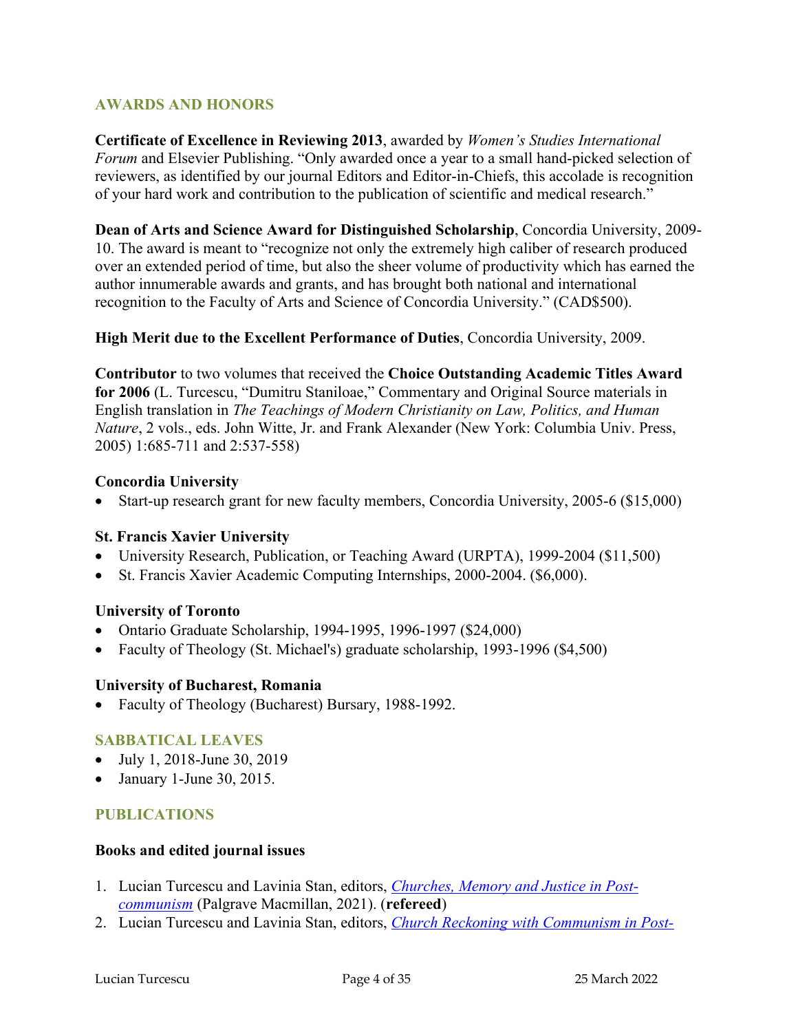## AWARDS AND HONORS

**Certificate of Excellence in Reviewing 2013**, awarded by *Women's Studies International Forum* and Elsevier Publishing. "Only awarded once a year to a small hand-picked selection of reviewers, as identified by our journal Editors and Editor-in-Chiefs, this accolade is recognition of your hard work and contribution to the publication of scientific and medical research."

**Dean of Arts and Science Award for Distinguished Scholarship**, Concordia University, 2009-10. The award is meant to "recognize not only the extremely high caliber of research produced over an extended period of time, but also the sheer volume of productivity which has earned the author innumerable awards and grants, and has brought both national and international recognition to the Faculty of Arts and Science of Concordia University." (CAD$500).

**High Merit due to the Excellent Performance of Duties**, Concordia University, 2009.

**Contributor** to two volumes that received the **Choice Outstanding Academic Titles Award for 2006** (L. Turcescu, "Dumitru Staniloae," Commentary and Original Source materials in English translation in *The Teachings of Modern Christianity on Law, Politics, and Human Nature*, 2 vols., eds. John Witte, Jr. and Frank Alexander (New York: Columbia Univ. Press, 2005) 1:685-711 and 2:537-558)

**Concordia University**

- Start-up research grant for new faculty members, Concordia University, 2005-6 ($15,000)

**St. Francis Xavier University**

- University Research, Publication, or Teaching Award (URPTA), 1999-2004 ($11,500)
- St. Francis Xavier Academic Computing Internships, 2000-2004. ($6,000).

**University of Toronto**

- Ontario Graduate Scholarship, 1994-1995, 1996-1997 ($24,000)
- Faculty of Theology (St. Michael's) graduate scholarship, 1993-1996 ($4,500)

**University of Bucharest, Romania**

- Faculty of Theology (Bucharest) Bursary, 1988-1992.

## SABBATICAL LEAVES

- July 1, 2018-June 30, 2019
- January 1-June 30, 2015.

## PUBLICATIONS

**Books and edited journal issues**

1. Lucian Turcescu and Lavinia Stan, editors, *Churches, Memory and Justice in Post-communism* (Palgrave Macmillan, 2021). (**refereed**)
2. Lucian Turcescu and Lavinia Stan, editors, *Church Reckoning with Communism in Post-*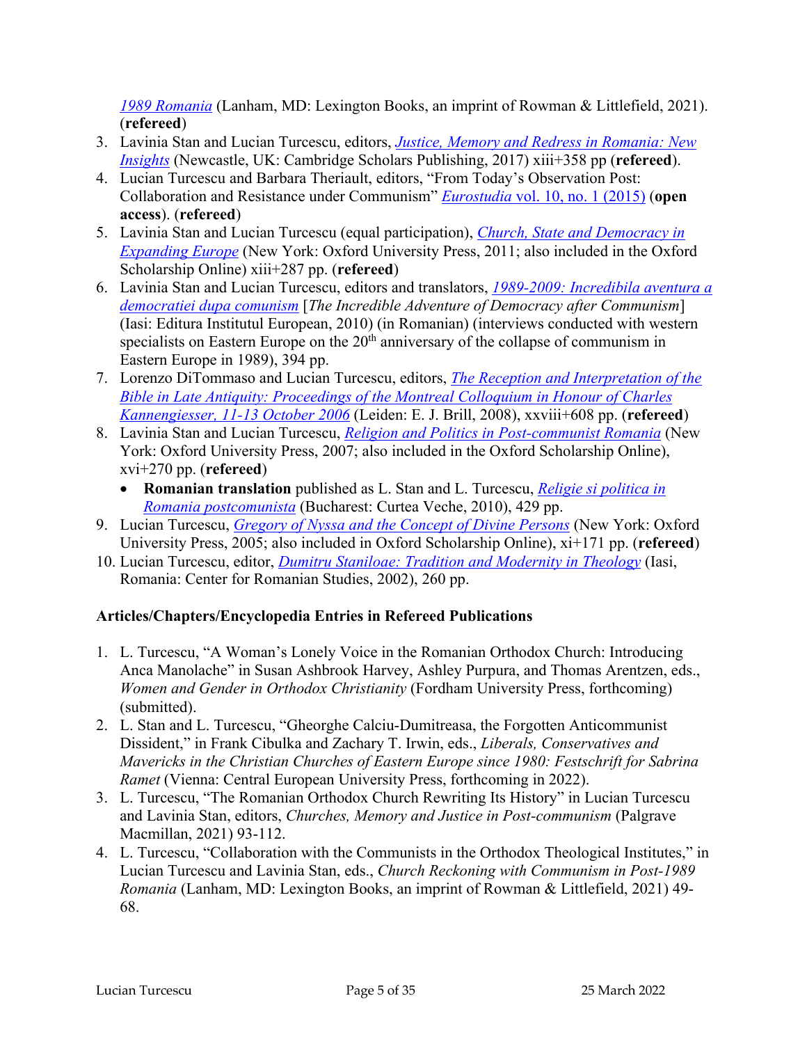*1989 Romania* (Lanham, MD: Lexington Books, an imprint of Rowman & Littlefield, 2021). (**refereed**)
3. Lavinia Stan and Lucian Turcescu, editors, *Justice, Memory and Redress in Romania: New Insights* (Newcastle, UK: Cambridge Scholars Publishing, 2017) xiii+358 pp (**refereed**).
4. Lucian Turcescu and Barbara Theriault, editors, "From Today's Observation Post: Collaboration and Resistance under Communism" *Eurostudia* vol. 10, no. 1 (2015) (**open access**). (**refereed**)
5. Lavinia Stan and Lucian Turcescu (equal participation), *Church, State and Democracy in Expanding Europe* (New York: Oxford University Press, 2011; also included in the Oxford Scholarship Online) xiii+287 pp. (**refereed**)
6. Lavinia Stan and Lucian Turcescu, editors and translators, *1989-2009: Incredibila aventura a democratiei dupa comunism* [*The Incredible Adventure of Democracy after Communism*] (Iasi: Editura Institutul European, 2010) (in Romanian) (interviews conducted with western specialists on Eastern Europe on the 20th anniversary of the collapse of communism in Eastern Europe in 1989), 394 pp.
7. Lorenzo DiTommaso and Lucian Turcescu, editors, *The Reception and Interpretation of the Bible in Late Antiquity: Proceedings of the Montreal Colloquium in Honour of Charles Kannengiesser, 11-13 October 2006* (Leiden: E. J. Brill, 2008), xxviii+608 pp. (**refereed**)
8. Lavinia Stan and Lucian Turcescu, *Religion and Politics in Post-communist Romania* (New York: Oxford University Press, 2007; also included in the Oxford Scholarship Online), xvi+270 pp. (**refereed**)
   - **Romanian translation** published as L. Stan and L. Turcescu, *Religie si politica in Romania postcomunista* (Bucharest: Curtea Veche, 2010), 429 pp.
9. Lucian Turcescu, *Gregory of Nyssa and the Concept of Divine Persons* (New York: Oxford University Press, 2005; also included in Oxford Scholarship Online), xi+171 pp. (**refereed**)
10. Lucian Turcescu, editor, *Dumitru Staniloae: Tradition and Modernity in Theology* (Iasi, Romania: Center for Romanian Studies, 2002), 260 pp.

**Articles/Chapters/Encyclopedia Entries in Refereed Publications**

1. L. Turcescu, "A Woman's Lonely Voice in the Romanian Orthodox Church: Introducing Anca Manolache" in Susan Ashbrook Harvey, Ashley Purpura, and Thomas Arentzen, eds., *Women and Gender in Orthodox Christianity* (Fordham University Press, forthcoming) (submitted).
2. L. Stan and L. Turcescu, "Gheorghe Calciu-Dumitreasa, the Forgotten Anticommunist Dissident," in Frank Cibulka and Zachary T. Irwin, eds., *Liberals, Conservatives and Mavericks in the Christian Churches of Eastern Europe since 1980: Festschrift for Sabrina Ramet* (Vienna: Central European University Press, forthcoming in 2022).
3. L. Turcescu, "The Romanian Orthodox Church Rewriting Its History" in Lucian Turcescu and Lavinia Stan, editors, *Churches, Memory and Justice in Post-communism* (Palgrave Macmillan, 2021) 93-112.
4. L. Turcescu, "Collaboration with the Communists in the Orthodox Theological Institutes," in Lucian Turcescu and Lavinia Stan, eds., *Church Reckoning with Communism in Post-1989 Romania* (Lanham, MD: Lexington Books, an imprint of Rowman & Littlefield, 2021) 49-68.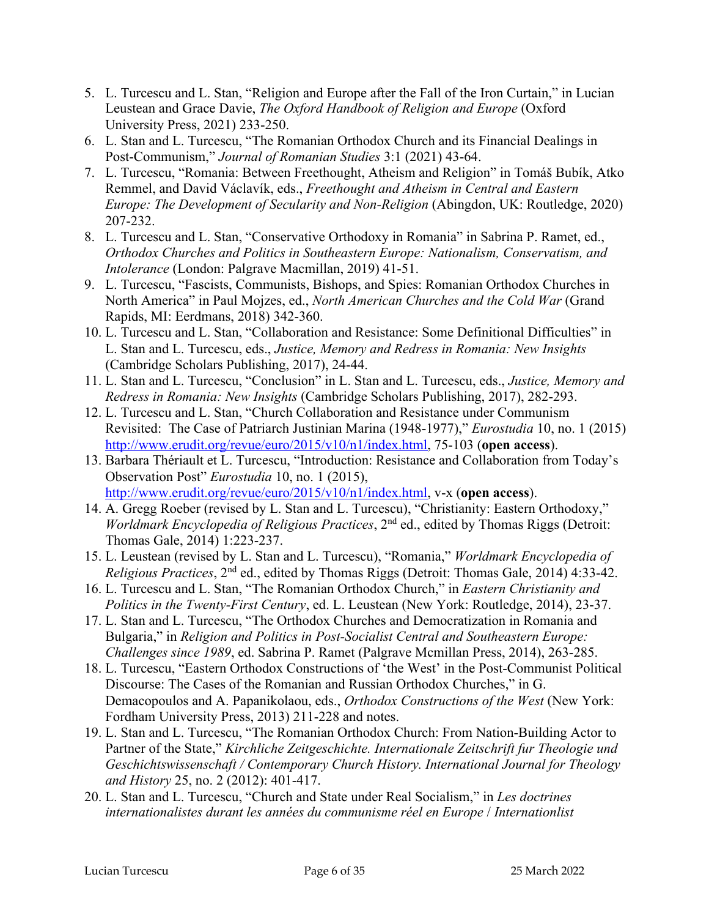5. L. Turcescu and L. Stan, "Religion and Europe after the Fall of the Iron Curtain," in Lucian Leustean and Grace Davie, *The Oxford Handbook of Religion and Europe* (Oxford University Press, 2021) 233-250.
6. L. Stan and L. Turcescu, "The Romanian Orthodox Church and its Financial Dealings in Post-Communism," *Journal of Romanian Studies* 3:1 (2021) 43-64.
7. L. Turcescu, "Romania: Between Freethought, Atheism and Religion" in Tomáš Bubík, Atko Remmel, and David Václavík, eds., *Freethought and Atheism in Central and Eastern Europe: The Development of Secularity and Non-Religion* (Abingdon, UK: Routledge, 2020) 207-232.
8. L. Turcescu and L. Stan, "Conservative Orthodoxy in Romania" in Sabrina P. Ramet, ed., *Orthodox Churches and Politics in Southeastern Europe: Nationalism, Conservatism, and Intolerance* (London: Palgrave Macmillan, 2019) 41-51.
9. L. Turcescu, "Fascists, Communists, Bishops, and Spies: Romanian Orthodox Churches in North America" in Paul Mojzes, ed., *North American Churches and the Cold War* (Grand Rapids, MI: Eerdmans, 2018) 342-360.
10. L. Turcescu and L. Stan, "Collaboration and Resistance: Some Definitional Difficulties" in L. Stan and L. Turcescu, eds., *Justice, Memory and Redress in Romania: New Insights* (Cambridge Scholars Publishing, 2017), 24-44.
11. L. Stan and L. Turcescu, "Conclusion" in L. Stan and L. Turcescu, eds., *Justice, Memory and Redress in Romania: New Insights* (Cambridge Scholars Publishing, 2017), 282-293.
12. L. Turcescu and L. Stan, "Church Collaboration and Resistance under Communism Revisited: The Case of Patriarch Justinian Marina (1948-1977)," *Eurostudia* 10, no. 1 (2015) http://www.erudit.org/revue/euro/2015/v10/n1/index.html, 75-103 (**open access**).
13. Barbara Thériault et L. Turcescu, "Introduction: Resistance and Collaboration from Today's Observation Post" *Eurostudia* 10, no. 1 (2015), http://www.erudit.org/revue/euro/2015/v10/n1/index.html, v-x (**open access**).
14. A. Gregg Roeber (revised by L. Stan and L. Turcescu), "Christianity: Eastern Orthodoxy," *Worldmark Encyclopedia of Religious Practices*, 2nd ed., edited by Thomas Riggs (Detroit: Thomas Gale, 2014) 1:223-237.
15. L. Leustean (revised by L. Stan and L. Turcescu), "Romania," *Worldmark Encyclopedia of Religious Practices*, 2nd ed., edited by Thomas Riggs (Detroit: Thomas Gale, 2014) 4:33-42.
16. L. Turcescu and L. Stan, "The Romanian Orthodox Church," in *Eastern Christianity and Politics in the Twenty-First Century*, ed. L. Leustean (New York: Routledge, 2014), 23-37.
17. L. Stan and L. Turcescu, "The Orthodox Churches and Democratization in Romania and Bulgaria," in *Religion and Politics in Post-Socialist Central and Southeastern Europe: Challenges since 1989*, ed. Sabrina P. Ramet (Palgrave Mcmillan Press, 2014), 263-285.
18. L. Turcescu, "Eastern Orthodox Constructions of 'the West' in the Post-Communist Political Discourse: The Cases of the Romanian and Russian Orthodox Churches," in G. Demacopoulos and A. Papanikolaou, eds., *Orthodox Constructions of the West* (New York: Fordham University Press, 2013) 211-228 and notes.
19. L. Stan and L. Turcescu, "The Romanian Orthodox Church: From Nation-Building Actor to Partner of the State," *Kirchliche Zeitgeschichte. Internationale Zeitschrift fur Theologie und Geschichtswissenschaft / Contemporary Church History. International Journal for Theology and History* 25, no. 2 (2012): 401-417.
20. L. Stan and L. Turcescu, "Church and State under Real Socialism," in *Les doctrines internationalistes durant les années du communisme réel en Europe / Internationlist*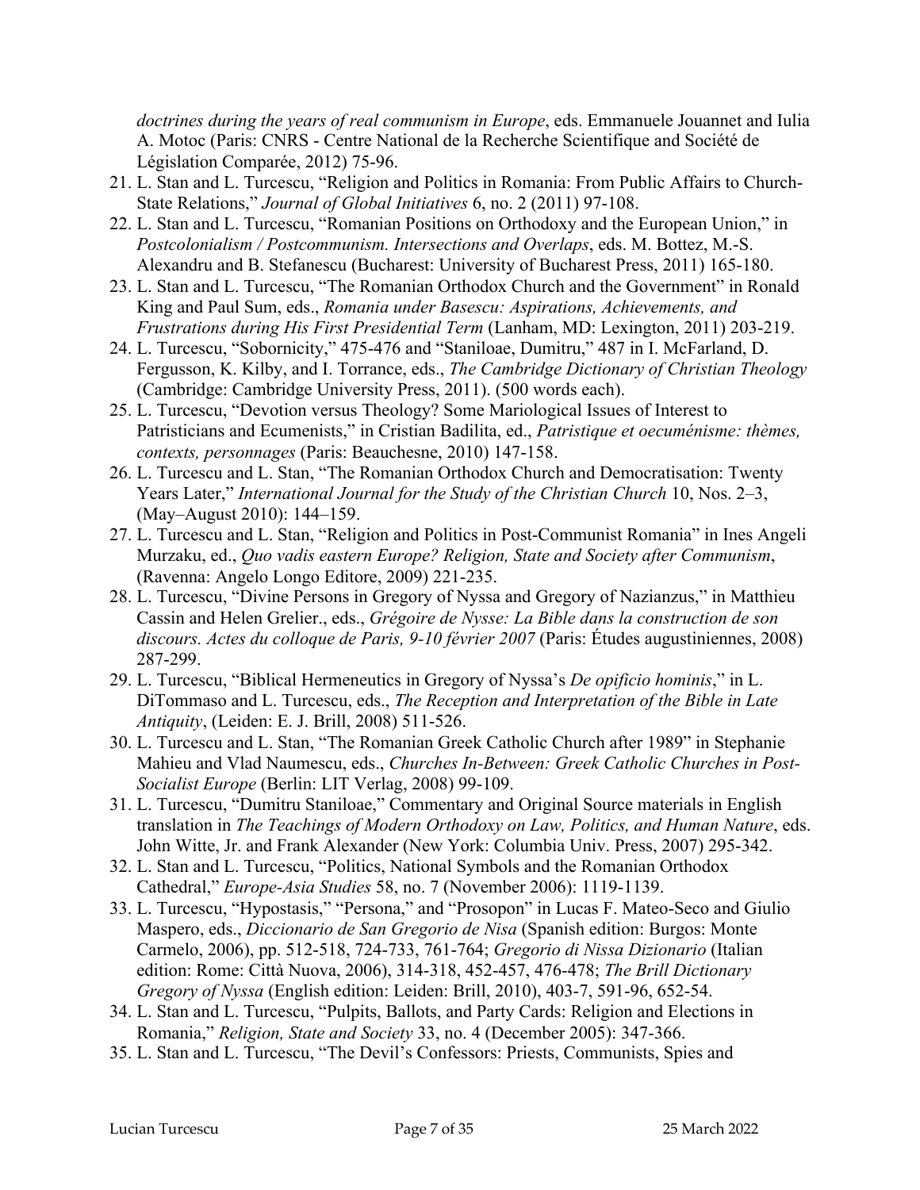*doctrines during the years of real communism in Europe*, eds. Emmanuele Jouannet and Iulia A. Motoc (Paris: CNRS - Centre National de la Recherche Scientifique and Société de Législation Comparée, 2012) 75-96.

21. L. Stan and L. Turcescu, "Religion and Politics in Romania: From Public Affairs to Church-State Relations," *Journal of Global Initiatives* 6, no. 2 (2011) 97-108.
22. L. Stan and L. Turcescu, "Romanian Positions on Orthodoxy and the European Union," in *Postcolonialism / Postcommunism. Intersections and Overlaps*, eds. M. Bottez, M.-S. Alexandru and B. Stefanescu (Bucharest: University of Bucharest Press, 2011) 165-180.
23. L. Stan and L. Turcescu, "The Romanian Orthodox Church and the Government" in Ronald King and Paul Sum, eds., *Romania under Basescu: Aspirations, Achievements, and Frustrations during His First Presidential Term* (Lanham, MD: Lexington, 2011) 203-219.
24. L. Turcescu, "Sobornicity," 475-476 and "Staniloae, Dumitru," 487 in I. McFarland, D. Fergusson, K. Kilby, and I. Torrance, eds., *The Cambridge Dictionary of Christian Theology* (Cambridge: Cambridge University Press, 2011). (500 words each).
25. L. Turcescu, "Devotion versus Theology? Some Mariological Issues of Interest to Patristicians and Ecumenists," in Cristian Badilita, ed., *Patristique et oecuménisme: thèmes, contexts, personnages* (Paris: Beauchesne, 2010) 147-158.
26. L. Turcescu and L. Stan, "The Romanian Orthodox Church and Democratisation: Twenty Years Later," *International Journal for the Study of the Christian Church* 10, Nos. 2–3, (May–August 2010): 144–159.
27. L. Turcescu and L. Stan, "Religion and Politics in Post-Communist Romania" in Ines Angeli Murzaku, ed., *Quo vadis eastern Europe? Religion, State and Society after Communism*, (Ravenna: Angelo Longo Editore, 2009) 221-235.
28. L. Turcescu, "Divine Persons in Gregory of Nyssa and Gregory of Nazianzus," in Matthieu Cassin and Helen Grelier., eds., *Grégoire de Nysse: La Bible dans la construction de son discours. Actes du colloque de Paris, 9-10 février 2007* (Paris: Études augustiniennes, 2008) 287-299.
29. L. Turcescu, "Biblical Hermeneutics in Gregory of Nyssa's *De opificio hominis*," in L. DiTommaso and L. Turcescu, eds., *The Reception and Interpretation of the Bible in Late Antiquity*, (Leiden: E. J. Brill, 2008) 511-526.
30. L. Turcescu and L. Stan, "The Romanian Greek Catholic Church after 1989" in Stephanie Mahieu and Vlad Naumescu, eds., *Churches In-Between: Greek Catholic Churches in Post-Socialist Europe* (Berlin: LIT Verlag, 2008) 99-109.
31. L. Turcescu, "Dumitru Staniloae," Commentary and Original Source materials in English translation in *The Teachings of Modern Orthodoxy on Law, Politics, and Human Nature*, eds. John Witte, Jr. and Frank Alexander (New York: Columbia Univ. Press, 2007) 295-342.
32. L. Stan and L. Turcescu, "Politics, National Symbols and the Romanian Orthodox Cathedral," *Europe-Asia Studies* 58, no. 7 (November 2006): 1119-1139.
33. L. Turcescu, "Hypostasis," "Persona," and "Prosopon" in Lucas F. Mateo-Seco and Giulio Maspero, eds., *Diccionario de San Gregorio de Nisa* (Spanish edition: Burgos: Monte Carmelo, 2006), pp. 512-518, 724-733, 761-764; *Gregorio di Nissa Dizionario* (Italian edition: Rome: Città Nuova, 2006), 314-318, 452-457, 476-478; *The Brill Dictionary Gregory of Nyssa* (English edition: Leiden: Brill, 2010), 403-7, 591-96, 652-54.
34. L. Stan and L. Turcescu, "Pulpits, Ballots, and Party Cards: Religion and Elections in Romania," *Religion, State and Society* 33, no. 4 (December 2005): 347-366.
35. L. Stan and L. Turcescu, "The Devil's Confessors: Priests, Communists, Spies and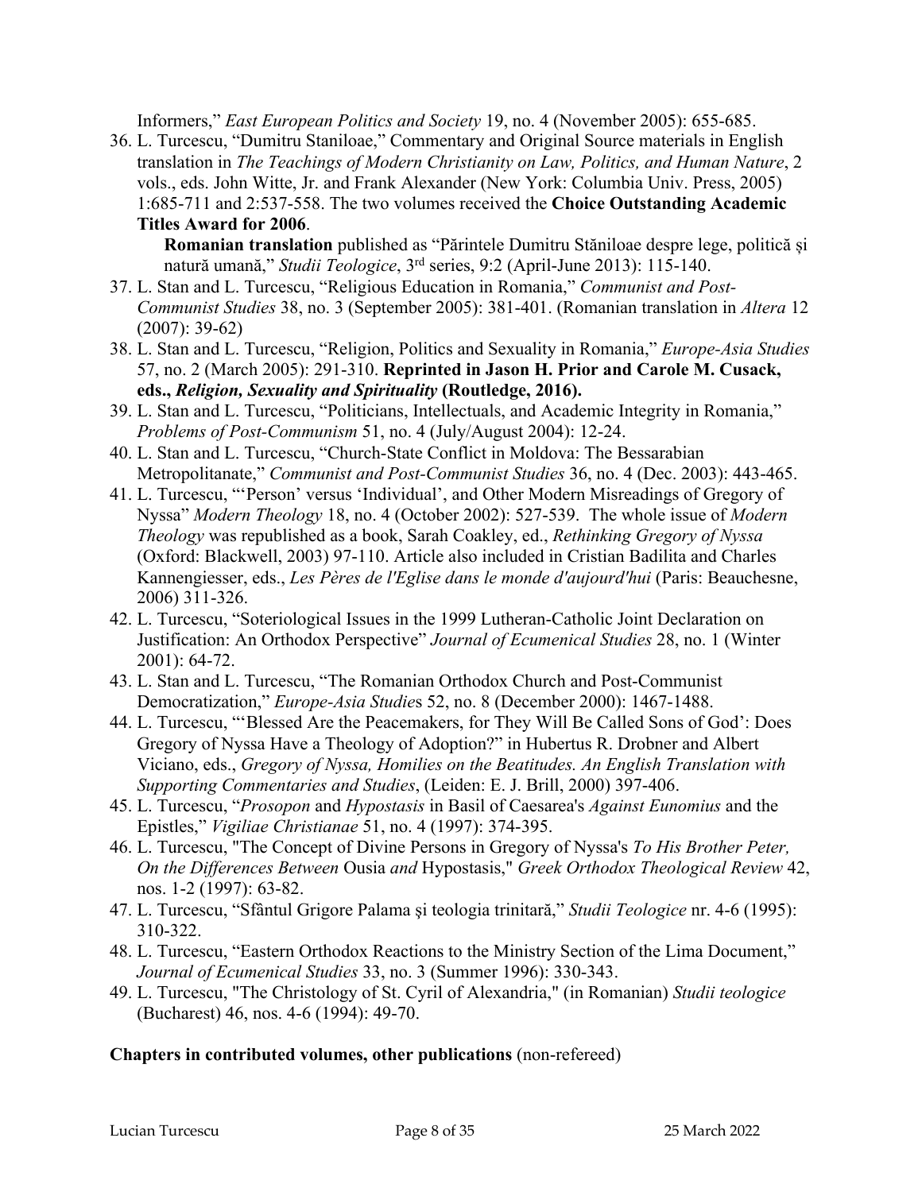Informers," *East European Politics and Society* 19, no. 4 (November 2005): 655-685.

36. L. Turcescu, "Dumitru Staniloae," Commentary and Original Source materials in English translation in *The Teachings of Modern Christianity on Law, Politics, and Human Nature*, 2 vols., eds. John Witte, Jr. and Frank Alexander (New York: Columbia Univ. Press, 2005) 1:685-711 and 2:537-558. The two volumes received the **Choice Outstanding Academic Titles Award for 2006**.
    **Romanian translation** published as "Părintele Dumitru Stăniloae despre lege, politică și natură umană," *Studii Teologice*, 3rd series, 9:2 (April-June 2013): 115-140.
37. L. Stan and L. Turcescu, "Religious Education in Romania," *Communist and Post-Communist Studies* 38, no. 3 (September 2005): 381-401. (Romanian translation in *Altera* 12 (2007): 39-62)
38. L. Stan and L. Turcescu, "Religion, Politics and Sexuality in Romania," *Europe-Asia Studies* 57, no. 2 (March 2005): 291-310. **Reprinted in Jason H. Prior and Carole M. Cusack, eds., *Religion, Sexuality and Spirituality* (Routledge, 2016).**
39. L. Stan and L. Turcescu, "Politicians, Intellectuals, and Academic Integrity in Romania," *Problems of Post-Communism* 51, no. 4 (July/August 2004): 12-24.
40. L. Stan and L. Turcescu, "Church-State Conflict in Moldova: The Bessarabian Metropolitanate," *Communist and Post-Communist Studies* 36, no. 4 (Dec. 2003): 443-465.
41. L. Turcescu, "'Person' versus 'Individual', and Other Modern Misreadings of Gregory of Nyssa" *Modern Theology* 18, no. 4 (October 2002): 527-539. The whole issue of *Modern Theology* was republished as a book, Sarah Coakley, ed., *Rethinking Gregory of Nyssa* (Oxford: Blackwell, 2003) 97-110. Article also included in Cristian Badilita and Charles Kannengiesser, eds., *Les Pères de l'Eglise dans le monde d'aujourd'hui* (Paris: Beauchesne, 2006) 311-326.
42. L. Turcescu, "Soteriological Issues in the 1999 Lutheran-Catholic Joint Declaration on Justification: An Orthodox Perspective" *Journal of Ecumenical Studies* 28, no. 1 (Winter 2001): 64-72.
43. L. Stan and L. Turcescu, "The Romanian Orthodox Church and Post-Communist Democratization," *Europe-Asia Studies* 52, no. 8 (December 2000): 1467-1488.
44. L. Turcescu, "'Blessed Are the Peacemakers, for They Will Be Called Sons of God': Does Gregory of Nyssa Have a Theology of Adoption?" in Hubertus R. Drobner and Albert Viciano, eds., *Gregory of Nyssa, Homilies on the Beatitudes. An English Translation with Supporting Commentaries and Studies*, (Leiden: E. J. Brill, 2000) 397-406.
45. L. Turcescu, "*Prosopon* and *Hypostasis* in Basil of Caesarea's *Against Eunomius* and the Epistles," *Vigiliae Christianae* 51, no. 4 (1997): 374-395.
46. L. Turcescu, "The Concept of Divine Persons in Gregory of Nyssa's *To His Brother Peter, On the Differences Between* Ousia *and* Hypostasis," *Greek Orthodox Theological Review* 42, nos. 1-2 (1997): 63-82.
47. L. Turcescu, "Sfântul Grigore Palama şi teologia trinitară," *Studii Teologice* nr. 4-6 (1995): 310-322.
48. L. Turcescu, "Eastern Orthodox Reactions to the Ministry Section of the Lima Document," *Journal of Ecumenical Studies* 33, no. 3 (Summer 1996): 330-343.
49. L. Turcescu, "The Christology of St. Cyril of Alexandria," (in Romanian) *Studii teologice* (Bucharest) 46, nos. 4-6 (1994): 49-70.

**Chapters in contributed volumes, other publications** (non-refereed)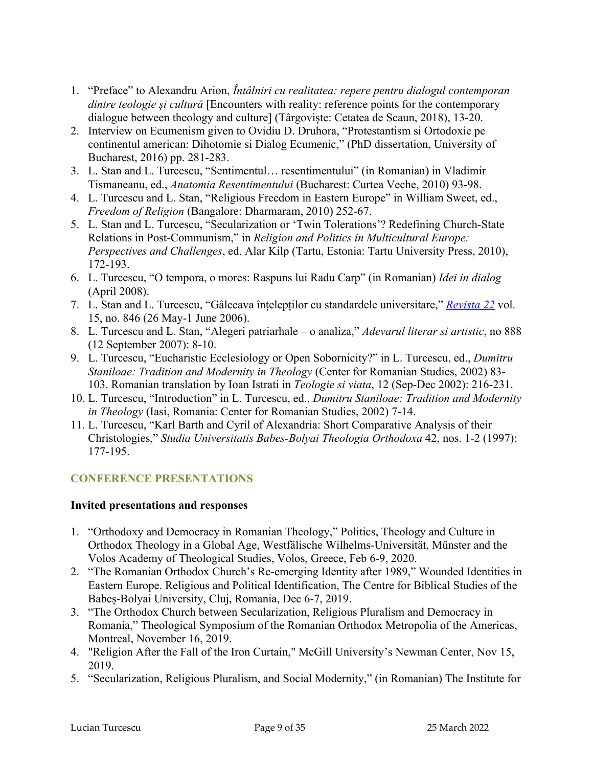1. "Preface" to Alexandru Arion, *Întâlniri cu realitatea: repere pentru dialogul contemporan dintre teologie și cultură* [Encounters with reality: reference points for the contemporary dialogue between theology and culture] (Târgoviște: Cetatea de Scaun, 2018), 13-20.
2. Interview on Ecumenism given to Ovidiu D. Druhora, "Protestantism si Ortodoxie pe continentul american: Dihotomie si Dialog Ecumenic," (PhD dissertation, University of Bucharest, 2016) pp. 281-283.
3. L. Stan and L. Turcescu, "Sentimentul… resentimentului" (in Romanian) in Vladimir Tismaneanu, ed., *Anatomia Resentimentului* (Bucharest: Curtea Veche, 2010) 93-98.
4. L. Turcescu and L. Stan, "Religious Freedom in Eastern Europe" in William Sweet, ed., *Freedom of Religion* (Bangalore: Dharmaram, 2010) 252-67.
5. L. Stan and L. Turcescu, "Secularization or 'Twin Tolerations'? Redefining Church-State Relations in Post-Communism," in *Religion and Politics in Multicultural Europe: Perspectives and Challenges*, ed. Alar Kilp (Tartu, Estonia: Tartu University Press, 2010), 172-193.
6. L. Turcescu, "O tempora, o mores: Raspuns lui Radu Carp" (in Romanian) *Idei in dialog* (April 2008).
7. L. Stan and L. Turcescu, "Gâlceava înțelepților cu standardele universitare," *Revista 22* vol. 15, no. 846 (26 May-1 June 2006).
8. L. Turcescu and L. Stan, "Alegeri patriarhale – o analiza," *Adevarul literar si artistic*, no 888 (12 September 2007): 8-10.
9. L. Turcescu, "Eucharistic Ecclesiology or Open Sobornicity?" in L. Turcescu, ed., *Dumitru Staniloae: Tradition and Modernity in Theology* (Center for Romanian Studies, 2002) 83-103. Romanian translation by Ioan Istrati in *Teologie si viata*, 12 (Sep-Dec 2002): 216-231.
10. L. Turcescu, "Introduction" in L. Turcescu, ed., *Dumitru Staniloae: Tradition and Modernity in Theology* (Iasi, Romania: Center for Romanian Studies, 2002) 7-14.
11. L. Turcescu, "Karl Barth and Cyril of Alexandria: Short Comparative Analysis of their Christologies," *Studia Universitatis Babes-Bolyai Theologia Orthodoxa* 42, nos. 1-2 (1997): 177-195.

## CONFERENCE PRESENTATIONS

### Invited presentations and responses

1. "Orthodoxy and Democracy in Romanian Theology," Politics, Theology and Culture in Orthodox Theology in a Global Age, Westfälische Wilhelms-Universität, Münster and the Volos Academy of Theological Studies, Volos, Greece, Feb 6-9, 2020.
2. "The Romanian Orthodox Church's Re-emerging Identity after 1989," Wounded Identities in Eastern Europe. Religious and Political Identification, The Centre for Biblical Studies of the Babeș-Bolyai University, Cluj, Romania, Dec 6-7, 2019.
3. "The Orthodox Church between Secularization, Religious Pluralism and Democracy in Romania," Theological Symposium of the Romanian Orthodox Metropolia of the Americas, Montreal, November 16, 2019.
4. "Religion After the Fall of the Iron Curtain," McGill University's Newman Center, Nov 15, 2019.
5. "Secularization, Religious Pluralism, and Social Modernity," (in Romanian) The Institute for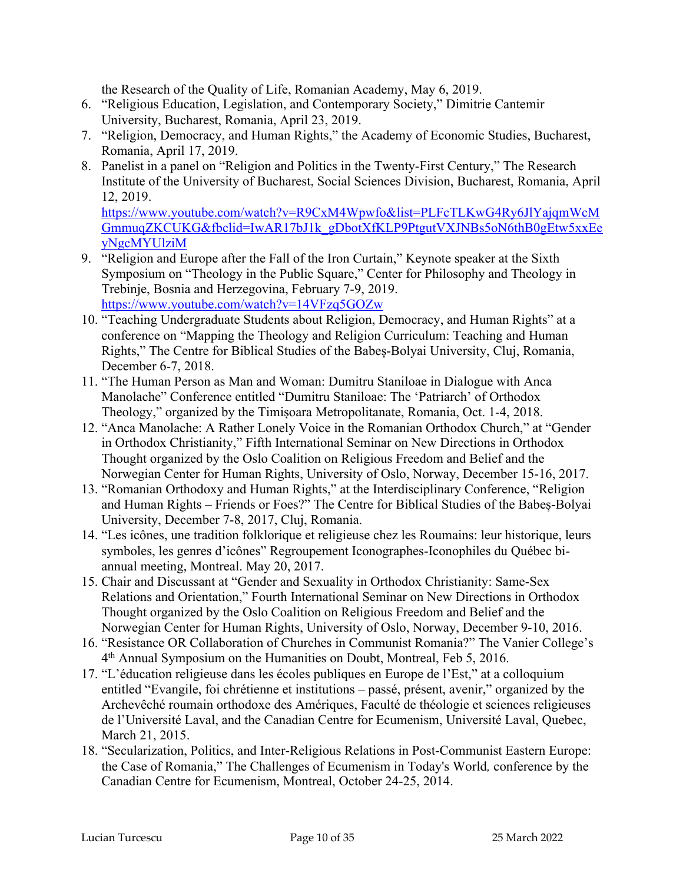the Research of the Quality of Life, Romanian Academy, May 6, 2019.

6. "Religious Education, Legislation, and Contemporary Society," Dimitrie Cantemir University, Bucharest, Romania, April 23, 2019.
7. "Religion, Democracy, and Human Rights," the Academy of Economic Studies, Bucharest, Romania, April 17, 2019.
8. Panelist in a panel on "Religion and Politics in the Twenty-First Century," The Research Institute of the University of Bucharest, Social Sciences Division, Bucharest, Romania, April 12, 2019. https://www.youtube.com/watch?v=R9CxM4Wpwfo&list=PLFcTLKwG4Ry6JlYajqmWcMGmmuqZKCUKG&fbclid=IwAR17bJ1k_gDbotXfKLP9PtgutVXJNBs5oN6thB0gEtw5xxEeyNgcMYUlziM
9. "Religion and Europe after the Fall of the Iron Curtain," Keynote speaker at the Sixth Symposium on "Theology in the Public Square," Center for Philosophy and Theology in Trebinje, Bosnia and Herzegovina, February 7-9, 2019. https://www.youtube.com/watch?v=14VFzq5GOZw
10. "Teaching Undergraduate Students about Religion, Democracy, and Human Rights" at a conference on "Mapping the Theology and Religion Curriculum: Teaching and Human Rights," The Centre for Biblical Studies of the Babeș-Bolyai University, Cluj, Romania, December 6-7, 2018.
11. "The Human Person as Man and Woman: Dumitru Staniloae in Dialogue with Anca Manolache" Conference entitled "Dumitru Staniloae: The 'Patriarch' of Orthodox Theology," organized by the Timișoara Metropolitanate, Romania, Oct. 1-4, 2018.
12. "Anca Manolache: A Rather Lonely Voice in the Romanian Orthodox Church," at "Gender in Orthodox Christianity," Fifth International Seminar on New Directions in Orthodox Thought organized by the Oslo Coalition on Religious Freedom and Belief and the Norwegian Center for Human Rights, University of Oslo, Norway, December 15-16, 2017.
13. "Romanian Orthodoxy and Human Rights," at the Interdisciplinary Conference, "Religion and Human Rights – Friends or Foes?" The Centre for Biblical Studies of the Babeș-Bolyai University, December 7-8, 2017, Cluj, Romania.
14. "Les icônes, une tradition folklorique et religieuse chez les Roumains: leur historique, leurs symboles, les genres d'icônes" Regroupement Iconographes-Iconophiles du Québec bi-annual meeting, Montreal. May 20, 2017.
15. Chair and Discussant at "Gender and Sexuality in Orthodox Christianity: Same-Sex Relations and Orientation," Fourth International Seminar on New Directions in Orthodox Thought organized by the Oslo Coalition on Religious Freedom and Belief and the Norwegian Center for Human Rights, University of Oslo, Norway, December 9-10, 2016.
16. "Resistance OR Collaboration of Churches in Communist Romania?" The Vanier College's 4th Annual Symposium on the Humanities on Doubt, Montreal, Feb 5, 2016.
17. "L'éducation religieuse dans les écoles publiques en Europe de l'Est," at a colloquium entitled "Evangile, foi chrétienne et institutions – passé, présent, avenir," organized by the Archevêché roumain orthodoxe des Amériques, Faculté de théologie et sciences religieuses de l'Université Laval, and the Canadian Centre for Ecumenism, Université Laval, Quebec, March 21, 2015.
18. "Secularization, Politics, and Inter-Religious Relations in Post-Communist Eastern Europe: the Case of Romania," *The Challenges of Ecumenism in Today's World,* conference by the Canadian Centre for Ecumenism, Montreal, October 24-25, 2014.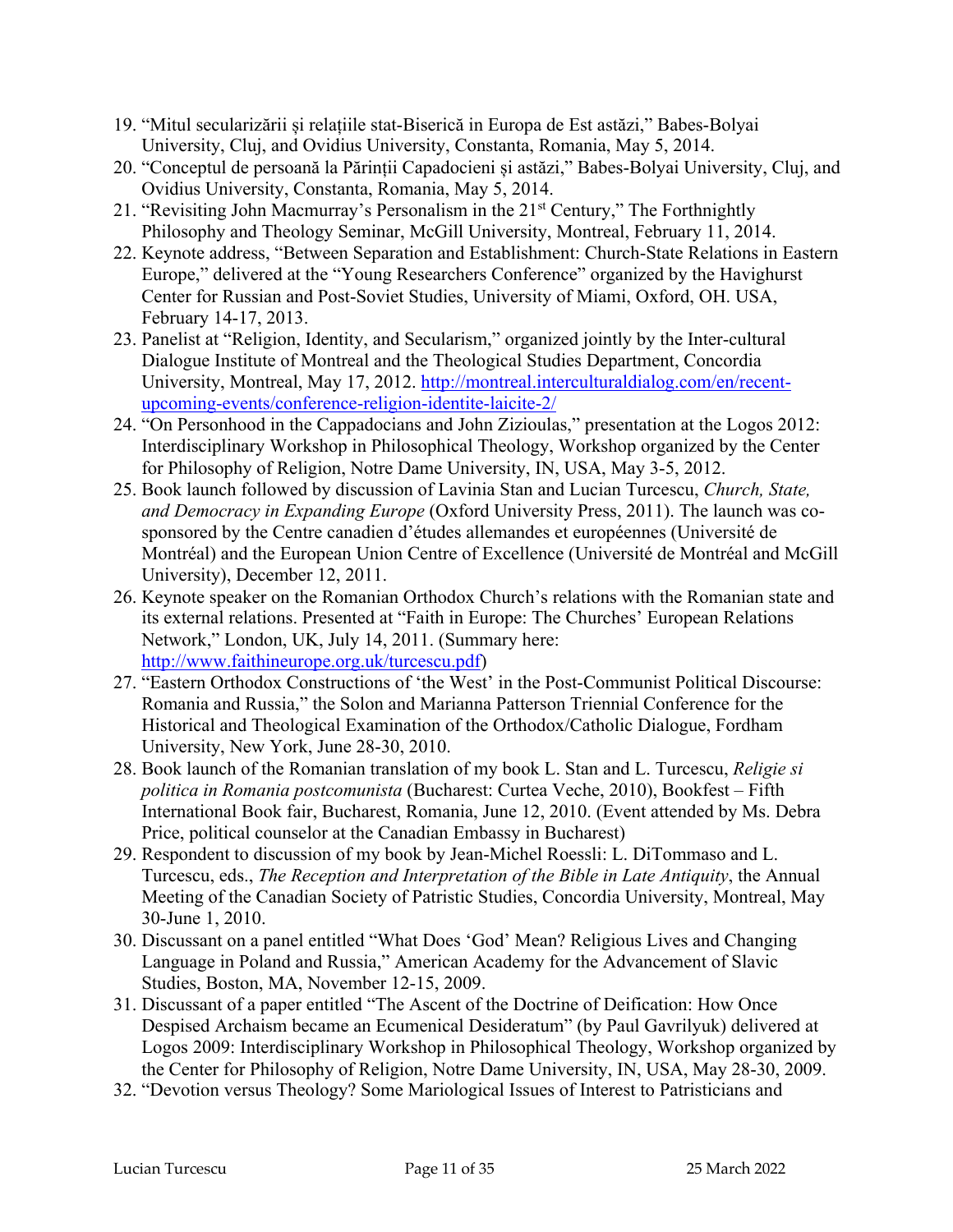19. "Mitul secularizării și relațiile stat-Biserică in Europa de Est astăzi," Babes-Bolyai University, Cluj, and Ovidius University, Constanta, Romania, May 5, 2014.
20. "Conceptul de persoană la Părinții Capadocieni și astăzi," Babes-Bolyai University, Cluj, and Ovidius University, Constanta, Romania, May 5, 2014.
21. "Revisiting John Macmurray's Personalism in the 21st Century," The Forthnightly Philosophy and Theology Seminar, McGill University, Montreal, February 11, 2014.
22. Keynote address, "Between Separation and Establishment: Church-State Relations in Eastern Europe," delivered at the "Young Researchers Conference" organized by the Havighurst Center for Russian and Post-Soviet Studies, University of Miami, Oxford, OH. USA, February 14-17, 2013.
23. Panelist at "Religion, Identity, and Secularism," organized jointly by the Inter-cultural Dialogue Institute of Montreal and the Theological Studies Department, Concordia University, Montreal, May 17, 2012. http://montreal.interculturaldialog.com/en/recent-upcoming-events/conference-religion-identite-laicite-2/
24. "On Personhood in the Cappadocians and John Zizioulas," presentation at the Logos 2012: Interdisciplinary Workshop in Philosophical Theology, Workshop organized by the Center for Philosophy of Religion, Notre Dame University, IN, USA, May 3-5, 2012.
25. Book launch followed by discussion of Lavinia Stan and Lucian Turcescu, *Church, State, and Democracy in Expanding Europe* (Oxford University Press, 2011). The launch was co-sponsored by the Centre canadien d'études allemandes et européennes (Université de Montréal) and the European Union Centre of Excellence (Université de Montréal and McGill University), December 12, 2011.
26. Keynote speaker on the Romanian Orthodox Church's relations with the Romanian state and its external relations. Presented at "Faith in Europe: The Churches' European Relations Network," London, UK, July 14, 2011. (Summary here: http://www.faithineurope.org.uk/turcescu.pdf)
27. "Eastern Orthodox Constructions of 'the West' in the Post-Communist Political Discourse: Romania and Russia," the Solon and Marianna Patterson Triennial Conference for the Historical and Theological Examination of the Orthodox/Catholic Dialogue, Fordham University, New York, June 28-30, 2010.
28. Book launch of the Romanian translation of my book L. Stan and L. Turcescu, *Religie si politica in Romania postcomunista* (Bucharest: Curtea Veche, 2010), Bookfest – Fifth International Book fair, Bucharest, Romania, June 12, 2010. (Event attended by Ms. Debra Price, political counselor at the Canadian Embassy in Bucharest)
29. Respondent to discussion of my book by Jean-Michel Roessli: L. DiTommaso and L. Turcescu, eds., *The Reception and Interpretation of the Bible in Late Antiquity*, the Annual Meeting of the Canadian Society of Patristic Studies, Concordia University, Montreal, May 30-June 1, 2010.
30. Discussant on a panel entitled "What Does 'God' Mean? Religious Lives and Changing Language in Poland and Russia," American Academy for the Advancement of Slavic Studies, Boston, MA, November 12-15, 2009.
31. Discussant of a paper entitled "The Ascent of the Doctrine of Deification: How Once Despised Archaism became an Ecumenical Desideratum" (by Paul Gavrilyuk) delivered at Logos 2009: Interdisciplinary Workshop in Philosophical Theology, Workshop organized by the Center for Philosophy of Religion, Notre Dame University, IN, USA, May 28-30, 2009.
32. "Devotion versus Theology? Some Mariological Issues of Interest to Patristicians and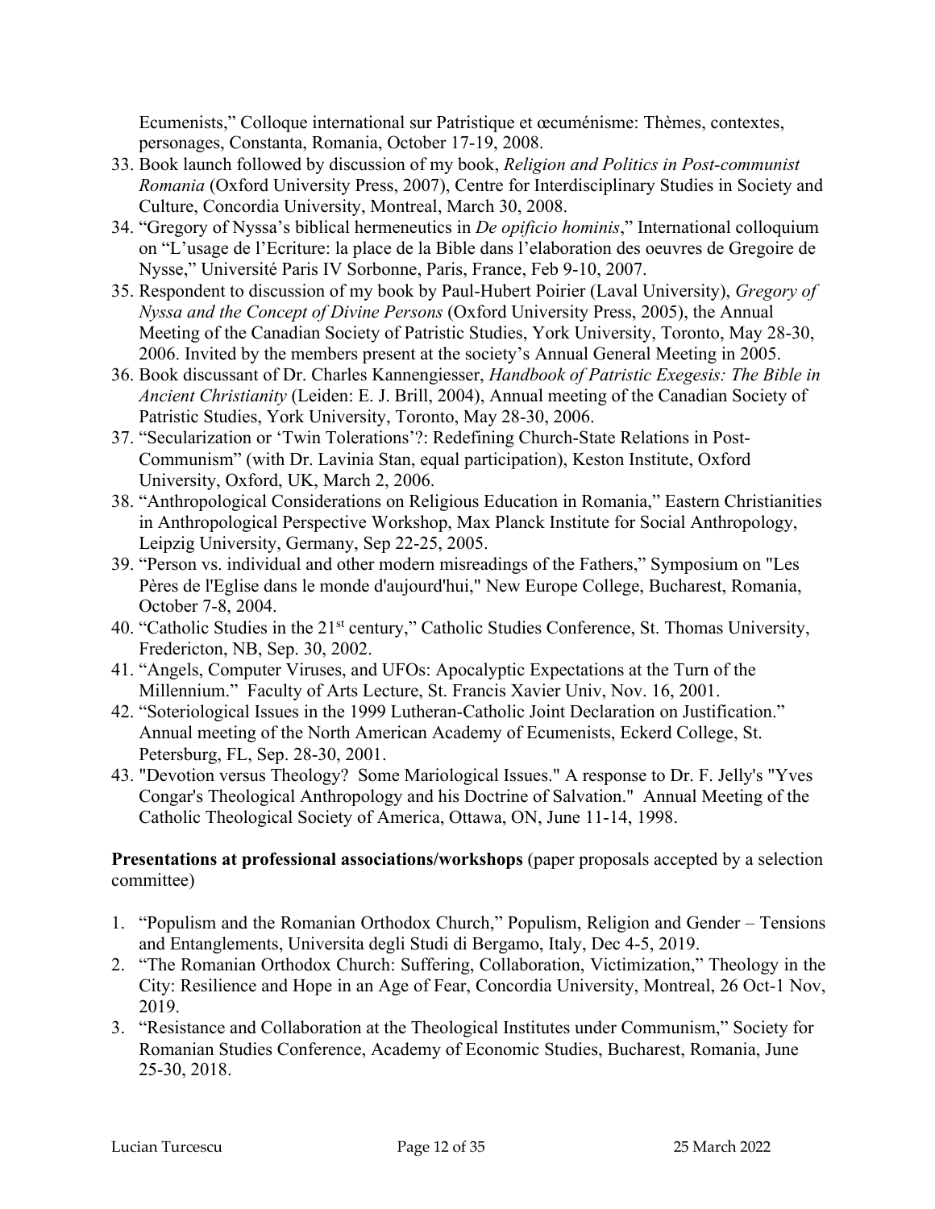Ecumenists," Colloque international sur Patristique et œcuménisme: Thèmes, contextes, personages, Constanta, Romania, October 17-19, 2008.

33. Book launch followed by discussion of my book, *Religion and Politics in Post-communist Romania* (Oxford University Press, 2007), Centre for Interdisciplinary Studies in Society and Culture, Concordia University, Montreal, March 30, 2008.
34. "Gregory of Nyssa's biblical hermeneutics in *De opificio hominis*," International colloquium on "L'usage de l'Ecriture: la place de la Bible dans l'elaboration des oeuvres de Gregoire de Nysse," Université Paris IV Sorbonne, Paris, France, Feb 9-10, 2007.
35. Respondent to discussion of my book by Paul-Hubert Poirier (Laval University), *Gregory of Nyssa and the Concept of Divine Persons* (Oxford University Press, 2005), the Annual Meeting of the Canadian Society of Patristic Studies, York University, Toronto, May 28-30, 2006. Invited by the members present at the society's Annual General Meeting in 2005.
36. Book discussant of Dr. Charles Kannengiesser, *Handbook of Patristic Exegesis: The Bible in Ancient Christianity* (Leiden: E. J. Brill, 2004), Annual meeting of the Canadian Society of Patristic Studies, York University, Toronto, May 28-30, 2006.
37. "Secularization or 'Twin Tolerations'?: Redefining Church-State Relations in Post-Communism" (with Dr. Lavinia Stan, equal participation), Keston Institute, Oxford University, Oxford, UK, March 2, 2006.
38. "Anthropological Considerations on Religious Education in Romania," Eastern Christianities in Anthropological Perspective Workshop, Max Planck Institute for Social Anthropology, Leipzig University, Germany, Sep 22-25, 2005.
39. "Person vs. individual and other modern misreadings of the Fathers," Symposium on "Les Pères de l'Eglise dans le monde d'aujourd'hui," New Europe College, Bucharest, Romania, October 7-8, 2004.
40. "Catholic Studies in the 21st century," Catholic Studies Conference, St. Thomas University, Fredericton, NB, Sep. 30, 2002.
41. "Angels, Computer Viruses, and UFOs: Apocalyptic Expectations at the Turn of the Millennium." Faculty of Arts Lecture, St. Francis Xavier Univ, Nov. 16, 2001.
42. "Soteriological Issues in the 1999 Lutheran-Catholic Joint Declaration on Justification." Annual meeting of the North American Academy of Ecumenists, Eckerd College, St. Petersburg, FL, Sep. 28-30, 2001.
43. "Devotion versus Theology? Some Mariological Issues." A response to Dr. F. Jelly's "Yves Congar's Theological Anthropology and his Doctrine of Salvation." Annual Meeting of the Catholic Theological Society of America, Ottawa, ON, June 11-14, 1998.

**Presentations at professional associations/workshops** (paper proposals accepted by a selection committee)

1. "Populism and the Romanian Orthodox Church," Populism, Religion and Gender – Tensions and Entanglements, Universita degli Studi di Bergamo, Italy, Dec 4-5, 2019.
2. "The Romanian Orthodox Church: Suffering, Collaboration, Victimization," Theology in the City: Resilience and Hope in an Age of Fear, Concordia University, Montreal, 26 Oct-1 Nov, 2019.
3. "Resistance and Collaboration at the Theological Institutes under Communism," Society for Romanian Studies Conference, Academy of Economic Studies, Bucharest, Romania, June 25-30, 2018.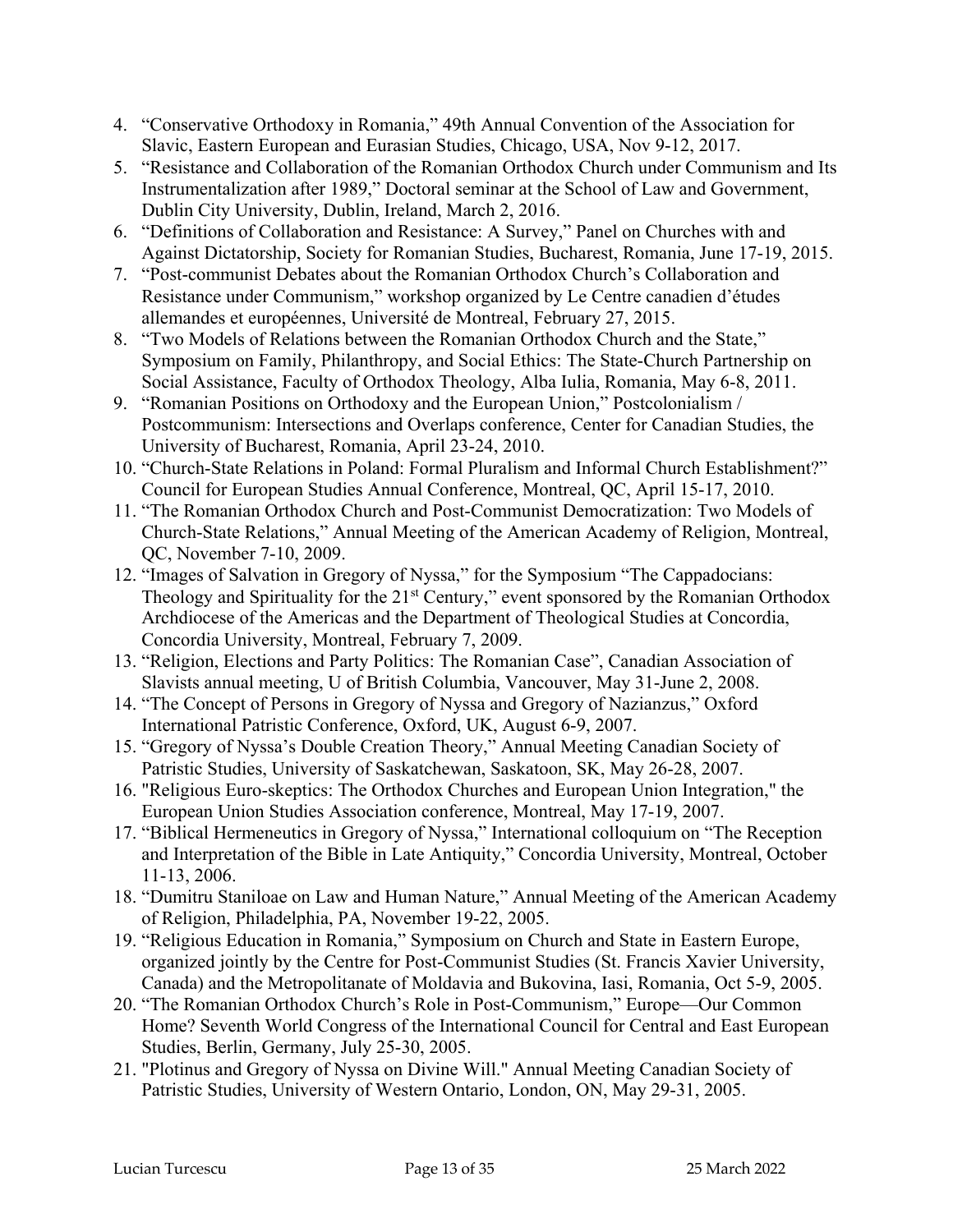4. "Conservative Orthodoxy in Romania," 49th Annual Convention of the Association for Slavic, Eastern European and Eurasian Studies, Chicago, USA, Nov 9-12, 2017.
5. "Resistance and Collaboration of the Romanian Orthodox Church under Communism and Its Instrumentalization after 1989," Doctoral seminar at the School of Law and Government, Dublin City University, Dublin, Ireland, March 2, 2016.
6. "Definitions of Collaboration and Resistance: A Survey," Panel on Churches with and Against Dictatorship, Society for Romanian Studies, Bucharest, Romania, June 17-19, 2015.
7. "Post-communist Debates about the Romanian Orthodox Church's Collaboration and Resistance under Communism," workshop organized by Le Centre canadien d'études allemandes et européennes, Université de Montreal, February 27, 2015.
8. "Two Models of Relations between the Romanian Orthodox Church and the State," Symposium on Family, Philanthropy, and Social Ethics: The State-Church Partnership on Social Assistance, Faculty of Orthodox Theology, Alba Iulia, Romania, May 6-8, 2011.
9. "Romanian Positions on Orthodoxy and the European Union," Postcolonialism / Postcommunism: Intersections and Overlaps conference, Center for Canadian Studies, the University of Bucharest, Romania, April 23-24, 2010.
10. "Church-State Relations in Poland: Formal Pluralism and Informal Church Establishment?" Council for European Studies Annual Conference, Montreal, QC, April 15-17, 2010.
11. "The Romanian Orthodox Church and Post-Communist Democratization: Two Models of Church-State Relations," Annual Meeting of the American Academy of Religion, Montreal, QC, November 7-10, 2009.
12. "Images of Salvation in Gregory of Nyssa," for the Symposium "The Cappadocians: Theology and Spirituality for the 21st Century," event sponsored by the Romanian Orthodox Archdiocese of the Americas and the Department of Theological Studies at Concordia, Concordia University, Montreal, February 7, 2009.
13. "Religion, Elections and Party Politics: The Romanian Case", Canadian Association of Slavists annual meeting, U of British Columbia, Vancouver, May 31-June 2, 2008.
14. "The Concept of Persons in Gregory of Nyssa and Gregory of Nazianzus," Oxford International Patristic Conference, Oxford, UK, August 6-9, 2007.
15. "Gregory of Nyssa's Double Creation Theory," Annual Meeting Canadian Society of Patristic Studies, University of Saskatchewan, Saskatoon, SK, May 26-28, 2007.
16. "Religious Euro-skeptics: The Orthodox Churches and European Union Integration," the European Union Studies Association conference, Montreal, May 17-19, 2007.
17. "Biblical Hermeneutics in Gregory of Nyssa," International colloquium on "The Reception and Interpretation of the Bible in Late Antiquity," Concordia University, Montreal, October 11-13, 2006.
18. "Dumitru Staniloae on Law and Human Nature," Annual Meeting of the American Academy of Religion, Philadelphia, PA, November 19-22, 2005.
19. "Religious Education in Romania," Symposium on Church and State in Eastern Europe, organized jointly by the Centre for Post-Communist Studies (St. Francis Xavier University, Canada) and the Metropolitanate of Moldavia and Bukovina, Iasi, Romania, Oct 5-9, 2005.
20. "The Romanian Orthodox Church's Role in Post-Communism," Europe—Our Common Home? Seventh World Congress of the International Council for Central and East European Studies, Berlin, Germany, July 25-30, 2005.
21. "Plotinus and Gregory of Nyssa on Divine Will." Annual Meeting Canadian Society of Patristic Studies, University of Western Ontario, London, ON, May 29-31, 2005.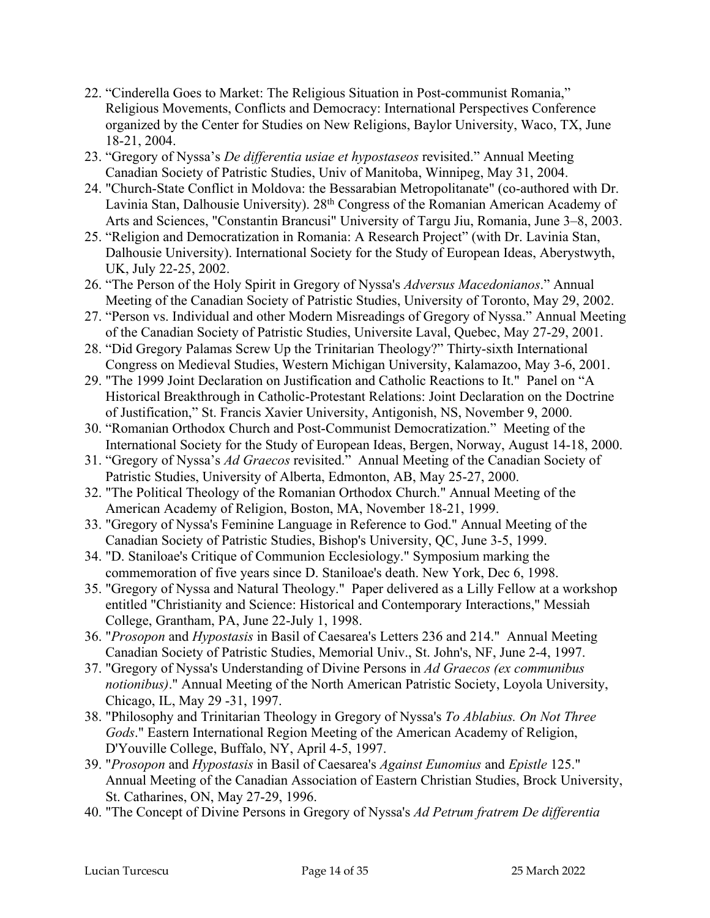22. "Cinderella Goes to Market: The Religious Situation in Post-communist Romania," Religious Movements, Conflicts and Democracy: International Perspectives Conference organized by the Center for Studies on New Religions, Baylor University, Waco, TX, June 18-21, 2004.
23. "Gregory of Nyssa's *De differentia usiae et hypostaseos* revisited." Annual Meeting Canadian Society of Patristic Studies, Univ of Manitoba, Winnipeg, May 31, 2004.
24. "Church-State Conflict in Moldova: the Bessarabian Metropolitanate" (co-authored with Dr. Lavinia Stan, Dalhousie University). 28th Congress of the Romanian American Academy of Arts and Sciences, "Constantin Brancusi" University of Targu Jiu, Romania, June 3–8, 2003.
25. "Religion and Democratization in Romania: A Research Project" (with Dr. Lavinia Stan, Dalhousie University). International Society for the Study of European Ideas, Aberystwyth, UK, July 22-25, 2002.
26. "The Person of the Holy Spirit in Gregory of Nyssa's *Adversus Macedonianos*." Annual Meeting of the Canadian Society of Patristic Studies, University of Toronto, May 29, 2002.
27. "Person vs. Individual and other Modern Misreadings of Gregory of Nyssa." Annual Meeting of the Canadian Society of Patristic Studies, Universite Laval, Quebec, May 27-29, 2001.
28. "Did Gregory Palamas Screw Up the Trinitarian Theology?" Thirty-sixth International Congress on Medieval Studies, Western Michigan University, Kalamazoo, May 3-6, 2001.
29. "The 1999 Joint Declaration on Justification and Catholic Reactions to It." Panel on "A Historical Breakthrough in Catholic-Protestant Relations: Joint Declaration on the Doctrine of Justification," St. Francis Xavier University, Antigonish, NS, November 9, 2000.
30. "Romanian Orthodox Church and Post-Communist Democratization." Meeting of the International Society for the Study of European Ideas, Bergen, Norway, August 14-18, 2000.
31. "Gregory of Nyssa's *Ad Graecos* revisited." Annual Meeting of the Canadian Society of Patristic Studies, University of Alberta, Edmonton, AB, May 25-27, 2000.
32. "The Political Theology of the Romanian Orthodox Church." Annual Meeting of the American Academy of Religion, Boston, MA, November 18-21, 1999.
33. "Gregory of Nyssa's Feminine Language in Reference to God." Annual Meeting of the Canadian Society of Patristic Studies, Bishop's University, QC, June 3-5, 1999.
34. "D. Staniloae's Critique of Communion Ecclesiology." Symposium marking the commemoration of five years since D. Staniloae's death. New York, Dec 6, 1998.
35. "Gregory of Nyssa and Natural Theology." Paper delivered as a Lilly Fellow at a workshop entitled "Christianity and Science: Historical and Contemporary Interactions," Messiah College, Grantham, PA, June 22-July 1, 1998.
36. "*Prosopon* and *Hypostasis* in Basil of Caesarea's Letters 236 and 214." Annual Meeting Canadian Society of Patristic Studies, Memorial Univ., St. John's, NF, June 2-4, 1997.
37. "Gregory of Nyssa's Understanding of Divine Persons in *Ad Graecos (ex communibus notionibus)*." Annual Meeting of the North American Patristic Society, Loyola University, Chicago, IL, May 29 -31, 1997.
38. "Philosophy and Trinitarian Theology in Gregory of Nyssa's *To Ablabius. On Not Three Gods*." Eastern International Region Meeting of the American Academy of Religion, D'Youville College, Buffalo, NY, April 4-5, 1997.
39. "*Prosopon* and *Hypostasis* in Basil of Caesarea's *Against Eunomius* and *Epistle* 125." Annual Meeting of the Canadian Association of Eastern Christian Studies, Brock University, St. Catharines, ON, May 27-29, 1996.
40. "The Concept of Divine Persons in Gregory of Nyssa's *Ad Petrum fratrem De differentia*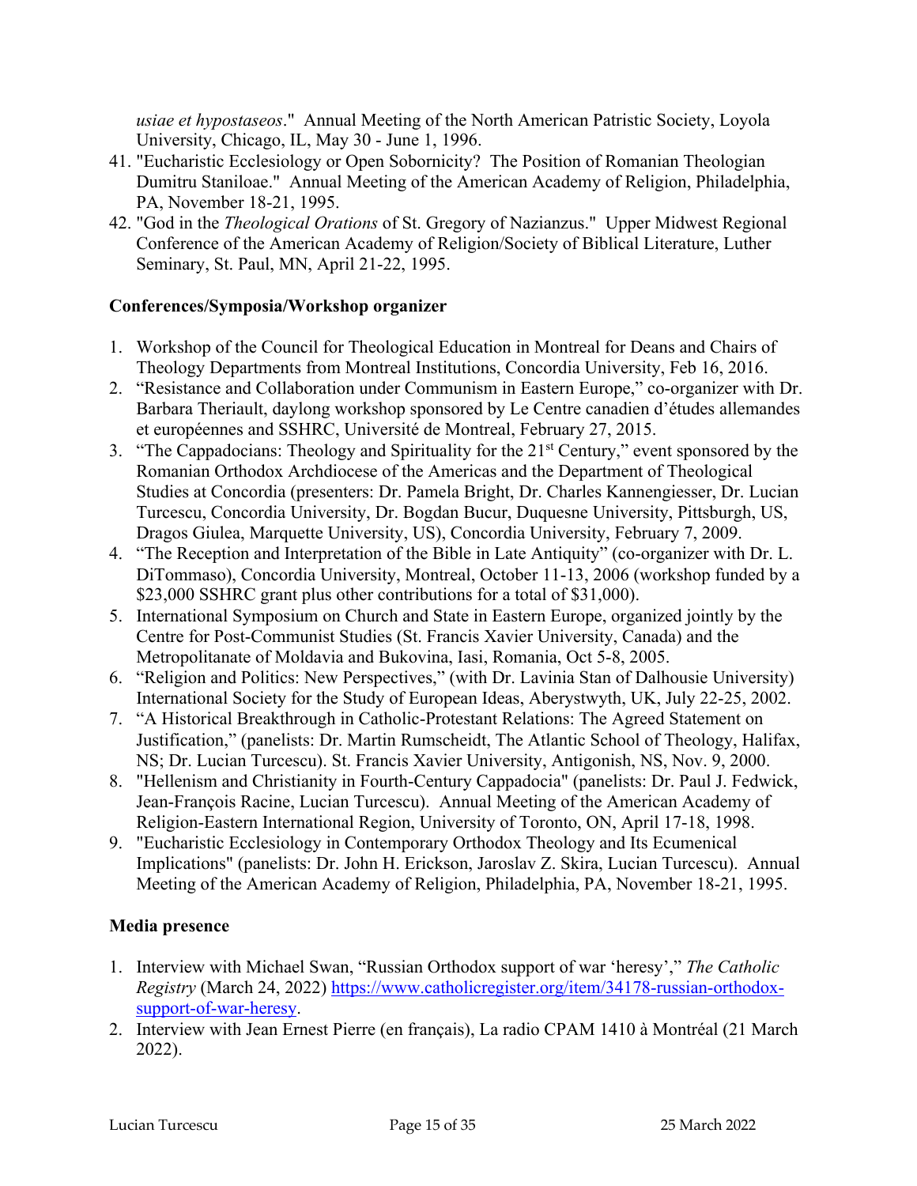*usiae et hypostaseos*." Annual Meeting of the North American Patristic Society, Loyola University, Chicago, IL, May 30 - June 1, 1996.

41. "Eucharistic Ecclesiology or Open Sobornicity? The Position of Romanian Theologian Dumitru Staniloae." Annual Meeting of the American Academy of Religion, Philadelphia, PA, November 18-21, 1995.
42. "God in the *Theological Orations* of St. Gregory of Nazianzus." Upper Midwest Regional Conference of the American Academy of Religion/Society of Biblical Literature, Luther Seminary, St. Paul, MN, April 21-22, 1995.

### Conferences/Symposia/Workshop organizer

1. Workshop of the Council for Theological Education in Montreal for Deans and Chairs of Theology Departments from Montreal Institutions, Concordia University, Feb 16, 2016.
2. "Resistance and Collaboration under Communism in Eastern Europe," co-organizer with Dr. Barbara Theriault, daylong workshop sponsored by Le Centre canadien d'études allemandes et européennes and SSHRC, Université de Montreal, February 27, 2015.
3. "The Cappadocians: Theology and Spirituality for the 21st Century," event sponsored by the Romanian Orthodox Archdiocese of the Americas and the Department of Theological Studies at Concordia (presenters: Dr. Pamela Bright, Dr. Charles Kannengiesser, Dr. Lucian Turcescu, Concordia University, Dr. Bogdan Bucur, Duquesne University, Pittsburgh, US, Dragos Giulea, Marquette University, US), Concordia University, February 7, 2009.
4. "The Reception and Interpretation of the Bible in Late Antiquity" (co-organizer with Dr. L. DiTommaso), Concordia University, Montreal, October 11-13, 2006 (workshop funded by a $23,000 SSHRC grant plus other contributions for a total of $31,000).
5. International Symposium on Church and State in Eastern Europe, organized jointly by the Centre for Post-Communist Studies (St. Francis Xavier University, Canada) and the Metropolitanate of Moldavia and Bukovina, Iasi, Romania, Oct 5-8, 2005.
6. "Religion and Politics: New Perspectives," (with Dr. Lavinia Stan of Dalhousie University) International Society for the Study of European Ideas, Aberystwyth, UK, July 22-25, 2002.
7. "A Historical Breakthrough in Catholic-Protestant Relations: The Agreed Statement on Justification," (panelists: Dr. Martin Rumscheidt, The Atlantic School of Theology, Halifax, NS; Dr. Lucian Turcescu). St. Francis Xavier University, Antigonish, NS, Nov. 9, 2000.
8. "Hellenism and Christianity in Fourth-Century Cappadocia" (panelists: Dr. Paul J. Fedwick, Jean-François Racine, Lucian Turcescu). Annual Meeting of the American Academy of Religion-Eastern International Region, University of Toronto, ON, April 17-18, 1998.
9. "Eucharistic Ecclesiology in Contemporary Orthodox Theology and Its Ecumenical Implications" (panelists: Dr. John H. Erickson, Jaroslav Z. Skira, Lucian Turcescu). Annual Meeting of the American Academy of Religion, Philadelphia, PA, November 18-21, 1995.

### Media presence

1. Interview with Michael Swan, "Russian Orthodox support of war 'heresy'," *The Catholic Registry* (March 24, 2022) https://www.catholicregister.org/item/34178-russian-orthodox-support-of-war-heresy.
2. Interview with Jean Ernest Pierre (en français), La radio CPAM 1410 à Montréal (21 March 2022).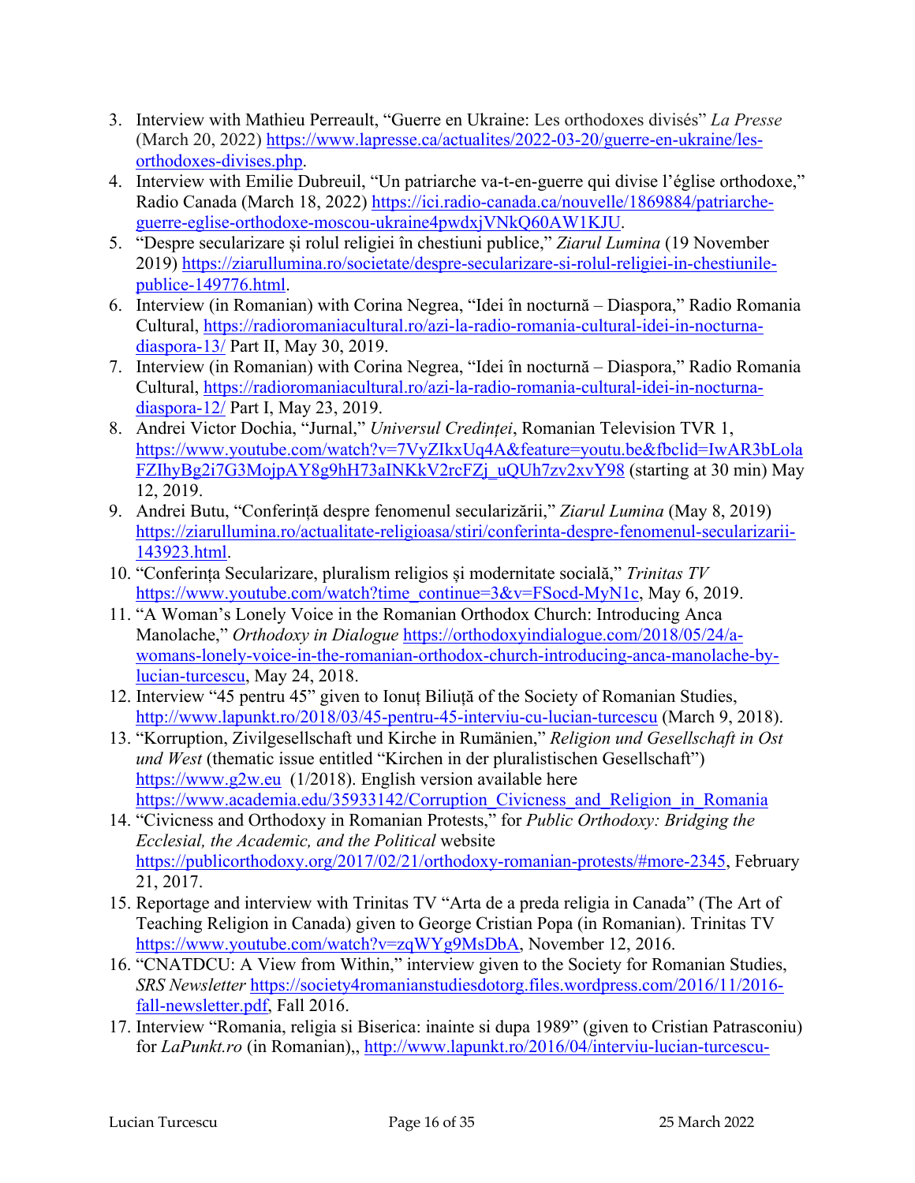3. Interview with Mathieu Perreault, "Guerre en Ukraine: Les orthodoxes divisés" *La Presse* (March 20, 2022) https://www.lapresse.ca/actualites/2022-03-20/guerre-en-ukraine/les-orthodoxes-divises.php.
4. Interview with Emilie Dubreuil, "Un patriarche va-t-en-guerre qui divise l'église orthodoxe," Radio Canada (March 18, 2022) https://ici.radio-canada.ca/nouvelle/1869884/patriarche-guerre-eglise-orthodoxe-moscou-ukraine4pwdxjVNkQ60AW1KJU.
5. "Despre secularizare și rolul religiei în chestiuni publice," *Ziarul Lumina* (19 November 2019) https://ziarullumina.ro/societate/despre-secularizare-si-rolul-religiei-in-chestiunile-publice-149776.html.
6. Interview (in Romanian) with Corina Negrea, "Idei în nocturnă – Diaspora," Radio Romania Cultural, https://radioromaniacultural.ro/azi-la-radio-romania-cultural-idei-in-nocturna-diaspora-13/ Part II, May 30, 2019.
7. Interview (in Romanian) with Corina Negrea, "Idei în nocturnă – Diaspora," Radio Romania Cultural, https://radioromaniacultural.ro/azi-la-radio-romania-cultural-idei-in-nocturna-diaspora-12/ Part I, May 23, 2019.
8. Andrei Victor Dochia, "Jurnal," *Universul Credinței*, Romanian Television TVR 1, https://www.youtube.com/watch?v=7VyZIkxUq4A&feature=youtu.be&fbclid=IwAR3bLolaFZIhyBg2i7G3MojpAY8g9hH73aINKkV2rcFZj_uQUh7zv2xvY98 (starting at 30 min) May 12, 2019.
9. Andrei Butu, "Conferință despre fenomenul secularizării," *Ziarul Lumina* (May 8, 2019) https://ziarullumina.ro/actualitate-religioasa/stiri/conferinta-despre-fenomenul-secularizarii-143923.html.
10. "Conferința Secularizare, pluralism religios și modernitate socială," *Trinitas TV* https://www.youtube.com/watch?time_continue=3&v=FSocd-MyN1c, May 6, 2019.
11. "A Woman's Lonely Voice in the Romanian Orthodox Church: Introducing Anca Manolache," *Orthodoxy in Dialogue* https://orthodoxyindialogue.com/2018/05/24/a-womans-lonely-voice-in-the-romanian-orthodox-church-introducing-anca-manolache-by-lucian-turcescu, May 24, 2018.
12. Interview "45 pentru 45" given to Ionuț Biliuță of the Society of Romanian Studies, http://www.lapunkt.ro/2018/03/45-pentru-45-interviu-cu-lucian-turcescu (March 9, 2018).
13. "Korruption, Zivilgesellschaft und Kirche in Rumänien," *Religion und Gesellschaft in Ost und West* (thematic issue entitled "Kirchen in der pluralistischen Gesellschaft") https://www.g2w.eu (1/2018). English version available here https://www.academia.edu/35933142/Corruption_Civicness_and_Religion_in_Romania
14. "Civicness and Orthodoxy in Romanian Protests," for *Public Orthodoxy: Bridging the Ecclesial, the Academic, and the Political* website https://publicorthodoxy.org/2017/02/21/orthodoxy-romanian-protests/#more-2345, February 21, 2017.
15. Reportage and interview with Trinitas TV "Arta de a preda religia in Canada" (The Art of Teaching Religion in Canada) given to George Cristian Popa (in Romanian). Trinitas TV https://www.youtube.com/watch?v=zqWYg9MsDbA, November 12, 2016.
16. "CNATDCU: A View from Within," interview given to the Society for Romanian Studies, *SRS Newsletter* https://society4romanianstudiesdotorg.files.wordpress.com/2016/11/2016-fall-newsletter.pdf, Fall 2016.
17. Interview "Romania, religia si Biserica: inainte si dupa 1989" (given to Cristian Patrasconiu) for *LaPunkt.ro* (in Romanian),, http://www.lapunkt.ro/2016/04/interviu-lucian-turcescu-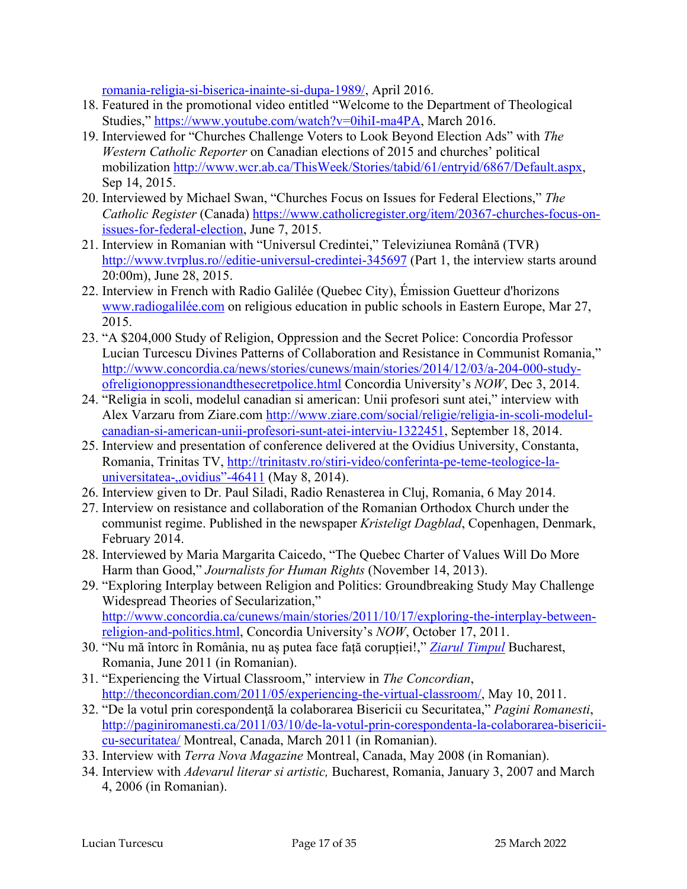romania-religia-si-biserica-inainte-si-dupa-1989/, April 2016.

18. Featured in the promotional video entitled "Welcome to the Department of Theological Studies," https://www.youtube.com/watch?v=0ihiI-ma4PA, March 2016.
19. Interviewed for "Churches Challenge Voters to Look Beyond Election Ads" with *The Western Catholic Reporter* on Canadian elections of 2015 and churches' political mobilization http://www.wcr.ab.ca/ThisWeek/Stories/tabid/61/entryid/6867/Default.aspx, Sep 14, 2015.
20. Interviewed by Michael Swan, "Churches Focus on Issues for Federal Elections," *The Catholic Register* (Canada) https://www.catholicregister.org/item/20367-churches-focus-on-issues-for-federal-election, June 7, 2015.
21. Interview in Romanian with "Universul Credintei," Televiziunea Română (TVR) http://www.tvrplus.ro//editie-universul-credintei-345697 (Part 1, the interview starts around 20:00m), June 28, 2015.
22. Interview in French with Radio Galilée (Quebec City), Émission Guetteur d'horizons www.radiogalilée.com on religious education in public schools in Eastern Europe, Mar 27, 2015.
23. "A $204,000 Study of Religion, Oppression and the Secret Police: Concordia Professor Lucian Turcescu Divines Patterns of Collaboration and Resistance in Communist Romania," http://www.concordia.ca/news/stories/cunews/main/stories/2014/12/03/a-204-000-study-ofreligionoppressionandthesecretpolice.html Concordia University's *NOW*, Dec 3, 2014.
24. "Religia in scoli, modelul canadian si american: Unii profesori sunt atei," interview with Alex Varzaru from Ziare.com http://www.ziare.com/social/religie/religia-in-scoli-modelul-canadian-si-american-unii-profesori-sunt-atei-interviu-1322451, September 18, 2014.
25. Interview and presentation of conference delivered at the Ovidius University, Constanta, Romania, Trinitas TV, http://trinitastv.ro/stiri-video/conferinta-pe-teme-teologice-la-universitatea-„ovidius"-46411 (May 8, 2014).
26. Interview given to Dr. Paul Siladi, Radio Renasterea in Cluj, Romania, 6 May 2014.
27. Interview on resistance and collaboration of the Romanian Orthodox Church under the communist regime. Published in the newspaper *Kristeligt Dagblad*, Copenhagen, Denmark, February 2014.
28. Interviewed by Maria Margarita Caicedo, "The Quebec Charter of Values Will Do More Harm than Good," *Journalists for Human Rights* (November 14, 2013).
29. "Exploring Interplay between Religion and Politics: Groundbreaking Study May Challenge Widespread Theories of Secularization," http://www.concordia.ca/cunews/main/stories/2011/10/17/exploring-the-interplay-between-religion-and-politics.html, Concordia University's *NOW*, October 17, 2011.
30. "Nu mă întorc în România, nu aș putea face față corupției!," *Ziarul Timpul* Bucharest, Romania, June 2011 (in Romanian).
31. "Experiencing the Virtual Classroom," interview in *The Concordian*, http://theconcordian.com/2011/05/experiencing-the-virtual-classroom/, May 10, 2011.
32. "De la votul prin corespondenţă la colaborarea Bisericii cu Securitatea," *Pagini Romanesti*, http://paginiromanesti.ca/2011/03/10/de-la-votul-prin-corespondenta-la-colaborarea-bisericii-cu-securitatea/ Montreal, Canada, March 2011 (in Romanian).
33. Interview with *Terra Nova Magazine* Montreal, Canada, May 2008 (in Romanian).
34. Interview with *Adevarul literar si artistic,* Bucharest, Romania, January 3, 2007 and March 4, 2006 (in Romanian).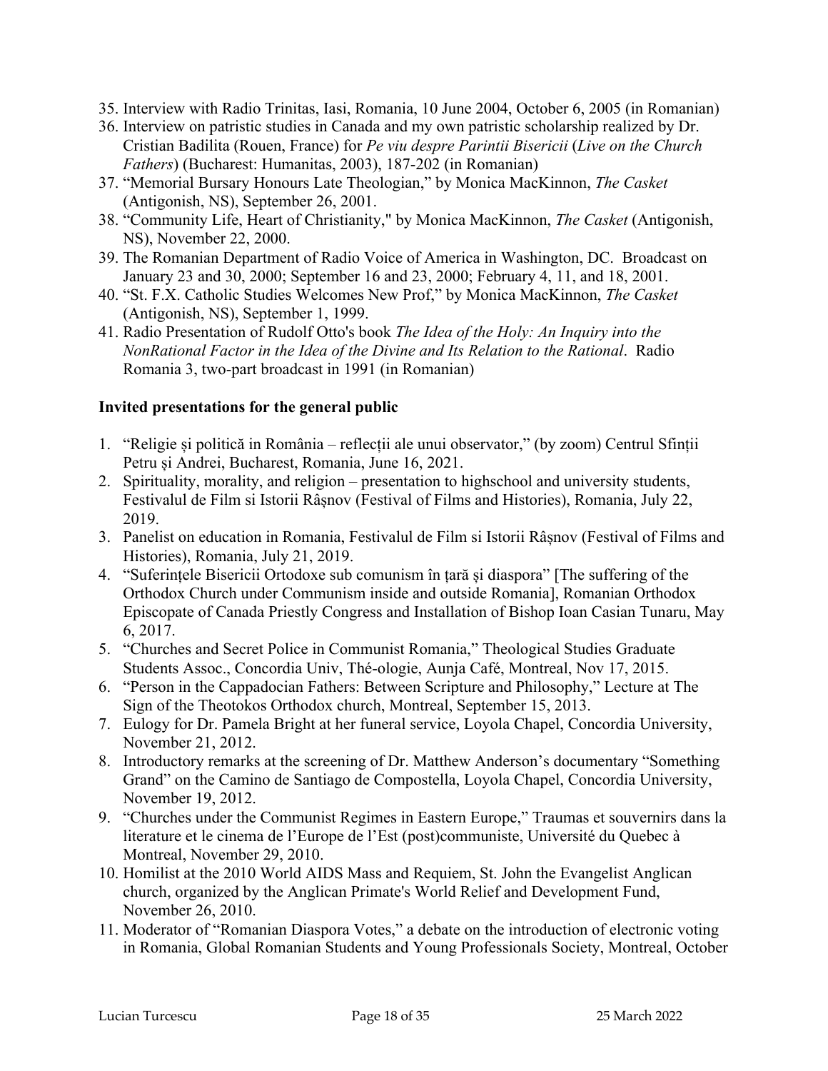35. Interview with Radio Trinitas, Iasi, Romania, 10 June 2004, October 6, 2005 (in Romanian)
36. Interview on patristic studies in Canada and my own patristic scholarship realized by Dr. Cristian Badilita (Rouen, France) for *Pe viu despre Parintii Bisericii* (*Live on the Church Fathers*) (Bucharest: Humanitas, 2003), 187-202 (in Romanian)
37. "Memorial Bursary Honours Late Theologian," by Monica MacKinnon, *The Casket* (Antigonish, NS), September 26, 2001.
38. "Community Life, Heart of Christianity," by Monica MacKinnon, *The Casket* (Antigonish, NS), November 22, 2000.
39. The Romanian Department of Radio Voice of America in Washington, DC. Broadcast on January 23 and 30, 2000; September 16 and 23, 2000; February 4, 11, and 18, 2001.
40. "St. F.X. Catholic Studies Welcomes New Prof," by Monica MacKinnon, *The Casket* (Antigonish, NS), September 1, 1999.
41. Radio Presentation of Rudolf Otto's book *The Idea of the Holy: An Inquiry into the NonRational Factor in the Idea of the Divine and Its Relation to the Rational*. Radio Romania 3, two-part broadcast in 1991 (in Romanian)

**Invited presentations for the general public**

1. "Religie și politică in România – reflecții ale unui observator," (by zoom) Centrul Sfinții Petru și Andrei, Bucharest, Romania, June 16, 2021.
2. Spirituality, morality, and religion – presentation to highschool and university students, Festivalul de Film si Istorii Râșnov (Festival of Films and Histories), Romania, July 22, 2019.
3. Panelist on education in Romania, Festivalul de Film si Istorii Râșnov (Festival of Films and Histories), Romania, July 21, 2019.
4. "Suferințele Bisericii Ortodoxe sub comunism în țară și diaspora" [The suffering of the Orthodox Church under Communism inside and outside Romania], Romanian Orthodox Episcopate of Canada Priestly Congress and Installation of Bishop Ioan Casian Tunaru, May 6, 2017.
5. "Churches and Secret Police in Communist Romania," Theological Studies Graduate Students Assoc., Concordia Univ, Thé-ologie, Aunja Café, Montreal, Nov 17, 2015.
6. "Person in the Cappadocian Fathers: Between Scripture and Philosophy," Lecture at The Sign of the Theotokos Orthodox church, Montreal, September 15, 2013.
7. Eulogy for Dr. Pamela Bright at her funeral service, Loyola Chapel, Concordia University, November 21, 2012.
8. Introductory remarks at the screening of Dr. Matthew Anderson's documentary "Something Grand" on the Camino de Santiago de Compostella, Loyola Chapel, Concordia University, November 19, 2012.
9. "Churches under the Communist Regimes in Eastern Europe," Traumas et souvernirs dans la literature et le cinema de l'Europe de l'Est (post)communiste, Université du Quebec à Montreal, November 29, 2010.
10. Homilist at the 2010 World AIDS Mass and Requiem, St. John the Evangelist Anglican church, organized by the Anglican Primate's World Relief and Development Fund, November 26, 2010.
11. Moderator of "Romanian Diaspora Votes," a debate on the introduction of electronic voting in Romania, Global Romanian Students and Young Professionals Society, Montreal, October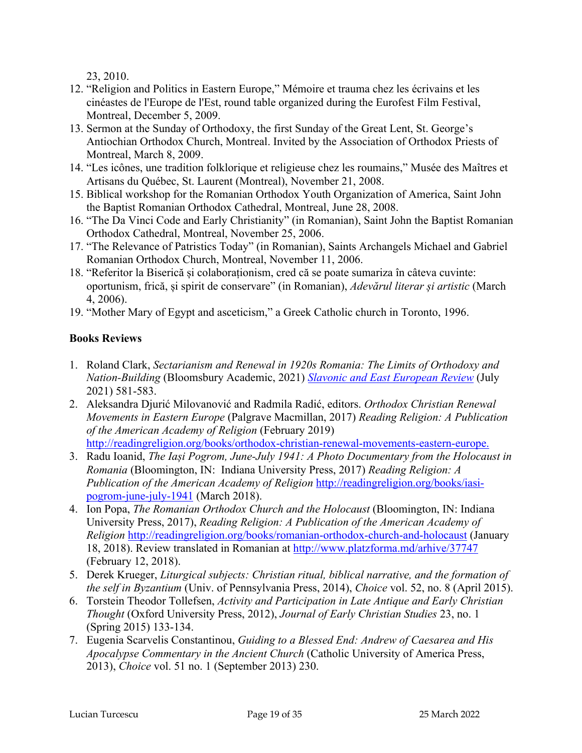23, 2010.

12. "Religion and Politics in Eastern Europe," Mémoire et trauma chez les écrivains et les cinéastes de l'Europe de l'Est, round table organized during the Eurofest Film Festival, Montreal, December 5, 2009.
13. Sermon at the Sunday of Orthodoxy, the first Sunday of the Great Lent, St. George's Antiochian Orthodox Church, Montreal. Invited by the Association of Orthodox Priests of Montreal, March 8, 2009.
14. "Les icônes, une tradition folklorique et religieuse chez les roumains," Musée des Maîtres et Artisans du Québec, St. Laurent (Montreal), November 21, 2008.
15. Biblical workshop for the Romanian Orthodox Youth Organization of America, Saint John the Baptist Romanian Orthodox Cathedral, Montreal, June 28, 2008.
16. "The Da Vinci Code and Early Christianity" (in Romanian), Saint John the Baptist Romanian Orthodox Cathedral, Montreal, November 25, 2006.
17. "The Relevance of Patristics Today" (in Romanian), Saints Archangels Michael and Gabriel Romanian Orthodox Church, Montreal, November 11, 2006.
18. "Referitor la Biserică și colaboraționism, cred că se poate sumariza în câteva cuvinte: oportunism, frică, și spirit de conservare" (in Romanian), *Adevărul literar și artistic* (March 4, 2006).
19. "Mother Mary of Egypt and asceticism," a Greek Catholic church in Toronto, 1996.

## Books Reviews

1. Roland Clark, *Sectarianism and Renewal in 1920s Romania: The Limits of Orthodoxy and Nation-Building* (Bloomsbury Academic, 2021) *Slavonic and East European Review* (July 2021) 581-583.
2. Aleksandra Djurić Milovanović and Radmila Radić, editors. *Orthodox Christian Renewal Movements in Eastern Europe* (Palgrave Macmillan, 2017) *Reading Religion: A Publication of the American Academy of Religion* (February 2019) http://readingreligion.org/books/orthodox-christian-renewal-movements-eastern-europe.
3. Radu Ioanid, *The Iași Pogrom, June-July 1941: A Photo Documentary from the Holocaust in Romania* (Bloomington, IN: Indiana University Press, 2017) *Reading Religion: A Publication of the American Academy of Religion* http://readingreligion.org/books/iasi-pogrom-june-july-1941 (March 2018).
4. Ion Popa, *The Romanian Orthodox Church and the Holocaust* (Bloomington, IN: Indiana University Press, 2017), *Reading Religion: A Publication of the American Academy of Religion* http://readingreligion.org/books/romanian-orthodox-church-and-holocaust (January 18, 2018). Review translated in Romanian at http://www.platzforma.md/arhive/37747 (February 12, 2018).
5. Derek Krueger, *Liturgical subjects: Christian ritual, biblical narrative, and the formation of the self in Byzantium* (Univ. of Pennsylvania Press, 2014), *Choice* vol. 52, no. 8 (April 2015).
6. Torstein Theodor Tollefsen, *Activity and Participation in Late Antique and Early Christian Thought* (Oxford University Press, 2012), *Journal of Early Christian Studies* 23, no. 1 (Spring 2015) 133-134.
7. Eugenia Scarvelis Constantinou, *Guiding to a Blessed End: Andrew of Caesarea and His Apocalypse Commentary in the Ancient Church* (Catholic University of America Press, 2013), *Choice* vol. 51 no. 1 (September 2013) 230.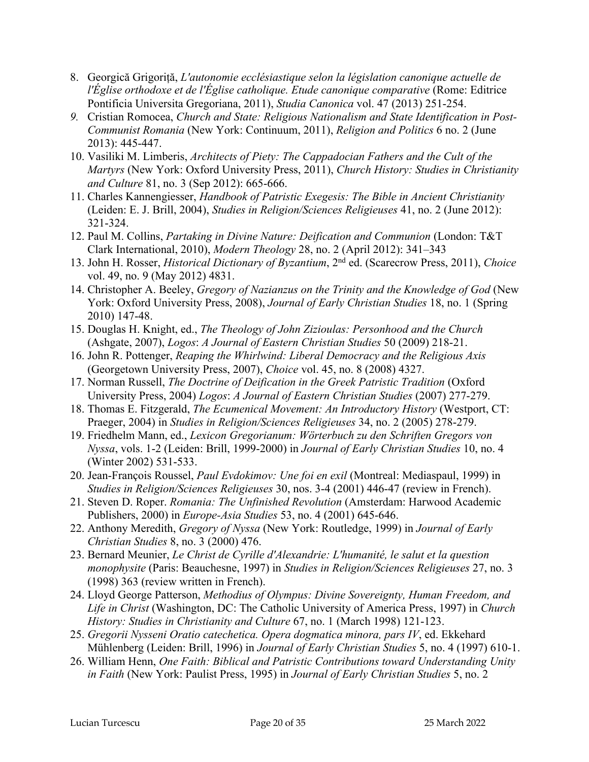8. Georgică Grigoriță, *L'autonomie ecclésiastique selon la législation canonique actuelle de l'Église orthodoxe et de l'Église catholique. Etude canonique comparative* (Rome: Editrice Pontificia Universita Gregoriana, 2011), *Studia Canonica* vol. 47 (2013) 251-254.
9. Cristian Romocea, *Church and State: Religious Nationalism and State Identification in Post-Communist Romania* (New York: Continuum, 2011), *Religion and Politics* 6 no. 2 (June 2013): 445-447.
10. Vasiliki M. Limberis, *Architects of Piety: The Cappadocian Fathers and the Cult of the Martyrs* (New York: Oxford University Press, 2011), *Church History: Studies in Christianity and Culture* 81, no. 3 (Sep 2012): 665-666.
11. Charles Kannengiesser, *Handbook of Patristic Exegesis: The Bible in Ancient Christianity* (Leiden: E. J. Brill, 2004), *Studies in Religion/Sciences Religieuses* 41, no. 2 (June 2012): 321-324.
12. Paul M. Collins, *Partaking in Divine Nature: Deification and Communion* (London: T&T Clark International, 2010), *Modern Theology* 28, no. 2 (April 2012): 341–343
13. John H. Rosser, *Historical Dictionary of Byzantium*, 2nd ed. (Scarecrow Press, 2011), *Choice* vol. 49, no. 9 (May 2012) 4831.
14. Christopher A. Beeley, *Gregory of Nazianzus on the Trinity and the Knowledge of God* (New York: Oxford University Press, 2008), *Journal of Early Christian Studies* 18, no. 1 (Spring 2010) 147-48.
15. Douglas H. Knight, ed., *The Theology of John Zizioulas: Personhood and the Church* (Ashgate, 2007), *Logos*: *A Journal of Eastern Christian Studies* 50 (2009) 218-21.
16. John R. Pottenger, *Reaping the Whirlwind: Liberal Democracy and the Religious Axis* (Georgetown University Press, 2007), *Choice* vol. 45, no. 8 (2008) 4327.
17. Norman Russell, *The Doctrine of Deification in the Greek Patristic Tradition* (Oxford University Press, 2004) *Logos*: *A Journal of Eastern Christian Studies* (2007) 277-279.
18. Thomas E. Fitzgerald, *The Ecumenical Movement: An Introductory History* (Westport, CT: Praeger, 2004) in *Studies in Religion/Sciences Religieuses* 34, no. 2 (2005) 278-279.
19. Friedhelm Mann, ed., *Lexicon Gregorianum: Wörterbuch zu den Schriften Gregors von Nyssa*, vols. 1-2 (Leiden: Brill, 1999-2000) in *Journal of Early Christian Studies* 10, no. 4 (Winter 2002) 531-533.
20. Jean-François Roussel, *Paul Evdokimov: Une foi en exil* (Montreal: Mediaspaul, 1999) in *Studies in Religion/Sciences Religieuses* 30, nos. 3-4 (2001) 446-47 (review in French).
21. Steven D. Roper. *Romania: The Unfinished Revolution* (Amsterdam: Harwood Academic Publishers, 2000) in *Europe-Asia Studies* 53, no. 4 (2001) 645-646.
22. Anthony Meredith, *Gregory of Nyssa* (New York: Routledge, 1999) in *Journal of Early Christian Studies* 8, no. 3 (2000) 476.
23. Bernard Meunier, *Le Christ de Cyrille d'Alexandrie: L'humanité, le salut et la question monophysite* (Paris: Beauchesne, 1997) in *Studies in Religion/Sciences Religieuses* 27, no. 3 (1998) 363 (review written in French).
24. Lloyd George Patterson, *Methodius of Olympus: Divine Sovereignty, Human Freedom, and Life in Christ* (Washington, DC: The Catholic University of America Press, 1997) in *Church History: Studies in Christianity and Culture* 67, no. 1 (March 1998) 121-123.
25. *Gregorii Nysseni Oratio catechetica. Opera dogmatica minora, pars IV*, ed. Ekkehard Mühlenberg (Leiden: Brill, 1996) in *Journal of Early Christian Studies* 5, no. 4 (1997) 610-1.
26. William Henn, *One Faith: Biblical and Patristic Contributions toward Understanding Unity in Faith* (New York: Paulist Press, 1995) in *Journal of Early Christian Studies* 5, no. 2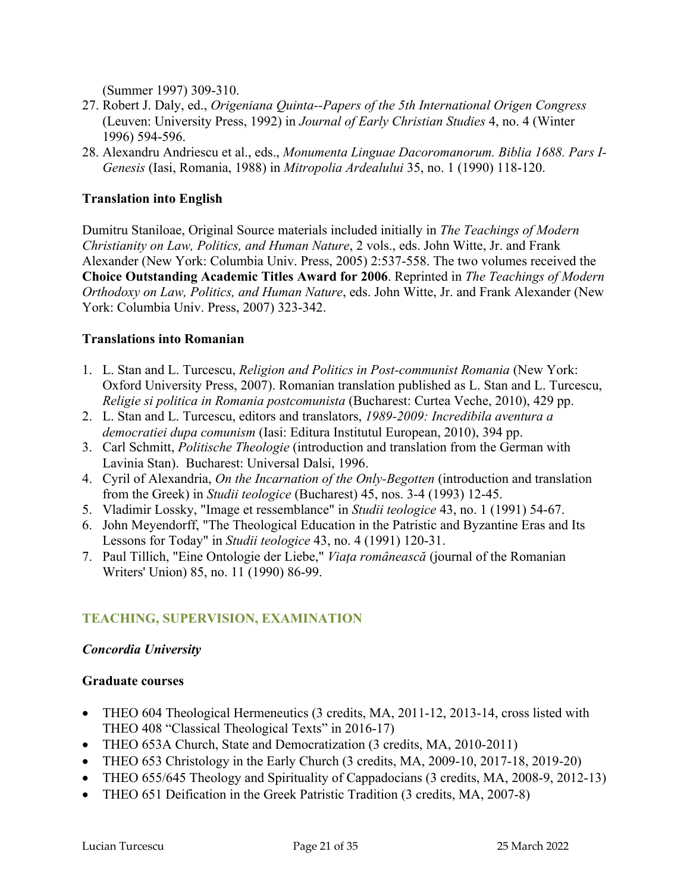(Summer 1997) 309-310.

27. Robert J. Daly, ed., *Origeniana Quinta--Papers of the 5th International Origen Congress* (Leuven: University Press, 1992) in *Journal of Early Christian Studies* 4, no. 4 (Winter 1996) 594-596.
28. Alexandru Andriescu et al., eds., *Monumenta Linguae Dacoromanorum. Biblia 1688. Pars I-Genesis* (Iasi, Romania, 1988) in *Mitropolia Ardealului* 35, no. 1 (1990) 118-120.

### Translation into English

Dumitru Staniloae, Original Source materials included initially in *The Teachings of Modern Christianity on Law, Politics, and Human Nature*, 2 vols., eds. John Witte, Jr. and Frank Alexander (New York: Columbia Univ. Press, 2005) 2:537-558. The two volumes received the **Choice Outstanding Academic Titles Award for 2006**. Reprinted in *The Teachings of Modern Orthodoxy on Law, Politics, and Human Nature*, eds. John Witte, Jr. and Frank Alexander (New York: Columbia Univ. Press, 2007) 323-342.

### Translations into Romanian

1. L. Stan and L. Turcescu, *Religion and Politics in Post-communist Romania* (New York: Oxford University Press, 2007). Romanian translation published as L. Stan and L. Turcescu, *Religie si politica in Romania postcomunista* (Bucharest: Curtea Veche, 2010), 429 pp.
2. L. Stan and L. Turcescu, editors and translators, *1989-2009: Incredibila aventura a democratiei dupa comunism* (Iasi: Editura Institutul European, 2010), 394 pp.
3. Carl Schmitt, *Politische Theologie* (introduction and translation from the German with Lavinia Stan). Bucharest: Universal Dalsi, 1996.
4. Cyril of Alexandria, *On the Incarnation of the Only-Begotten* (introduction and translation from the Greek) in *Studii teologice* (Bucharest) 45, nos. 3-4 (1993) 12-45.
5. Vladimir Lossky, "Image et ressemblance" in *Studii teologice* 43, no. 1 (1991) 54-67.
6. John Meyendorff, "The Theological Education in the Patristic and Byzantine Eras and Its Lessons for Today" in *Studii teologice* 43, no. 4 (1991) 120-31.
7. Paul Tillich, "Eine Ontologie der Liebe," *Viața românească* (journal of the Romanian Writers' Union) 85, no. 11 (1990) 86-99.

## TEACHING, SUPERVISION, EXAMINATION

### *Concordia University*

### Graduate courses

- THEO 604 Theological Hermeneutics (3 credits, MA, 2011-12, 2013-14, cross listed with THEO 408 "Classical Theological Texts" in 2016-17)
- THEO 653A Church, State and Democratization (3 credits, MA, 2010-2011)
- THEO 653 Christology in the Early Church (3 credits, MA, 2009-10, 2017-18, 2019-20)
- THEO 655/645 Theology and Spirituality of Cappadocians (3 credits, MA, 2008-9, 2012-13)
- THEO 651 Deification in the Greek Patristic Tradition (3 credits, MA, 2007-8)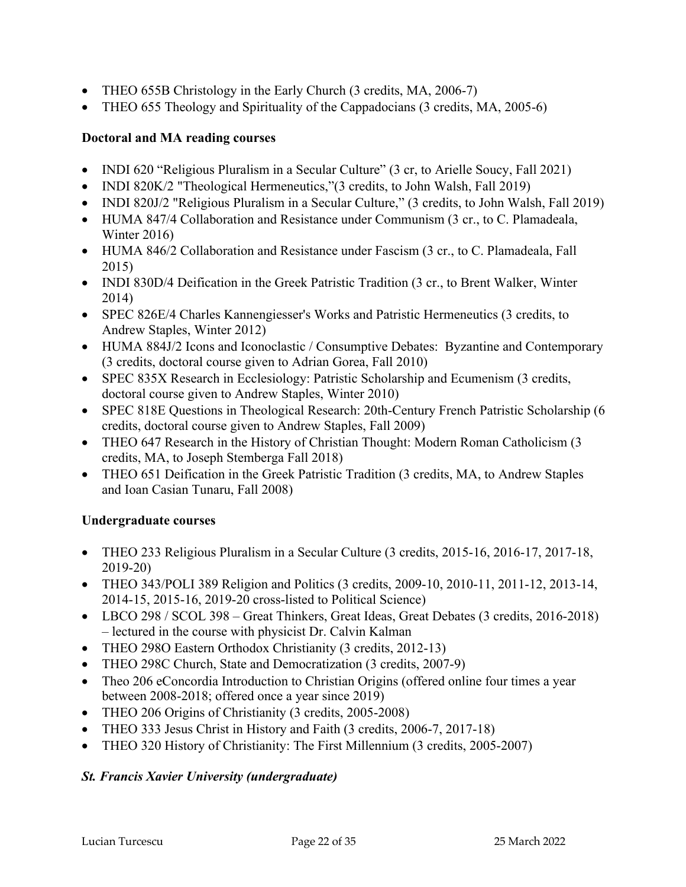- THEO 655B Christology in the Early Church (3 credits, MA, 2006-7)
- THEO 655 Theology and Spirituality of the Cappadocians (3 credits, MA, 2005-6)

**Doctoral and MA reading courses**

- INDI 620 "Religious Pluralism in a Secular Culture" (3 cr, to Arielle Soucy, Fall 2021)
- INDI 820K/2 "Theological Hermeneutics,"(3 credits, to John Walsh, Fall 2019)
- INDI 820J/2 "Religious Pluralism in a Secular Culture," (3 credits, to John Walsh, Fall 2019)
- HUMA 847/4 Collaboration and Resistance under Communism (3 cr., to C. Plamadeala, Winter 2016)
- HUMA 846/2 Collaboration and Resistance under Fascism (3 cr., to C. Plamadeala, Fall 2015)
- INDI 830D/4 Deification in the Greek Patristic Tradition (3 cr., to Brent Walker, Winter 2014)
- SPEC 826E/4 Charles Kannengiesser's Works and Patristic Hermeneutics (3 credits, to Andrew Staples, Winter 2012)
- HUMA 884J/2 Icons and Iconoclastic / Consumptive Debates: Byzantine and Contemporary (3 credits, doctoral course given to Adrian Gorea, Fall 2010)
- SPEC 835X Research in Ecclesiology: Patristic Scholarship and Ecumenism (3 credits, doctoral course given to Andrew Staples, Winter 2010)
- SPEC 818E Questions in Theological Research: 20th-Century French Patristic Scholarship (6 credits, doctoral course given to Andrew Staples, Fall 2009)
- THEO 647 Research in the History of Christian Thought: Modern Roman Catholicism (3 credits, MA, to Joseph Stemberga Fall 2018)
- THEO 651 Deification in the Greek Patristic Tradition (3 credits, MA, to Andrew Staples and Ioan Casian Tunaru, Fall 2008)

**Undergraduate courses**

- THEO 233 Religious Pluralism in a Secular Culture (3 credits, 2015-16, 2016-17, 2017-18, 2019-20)
- THEO 343/POLI 389 Religion and Politics (3 credits, 2009-10, 2010-11, 2011-12, 2013-14, 2014-15, 2015-16, 2019-20 cross-listed to Political Science)
- LBCO 298 / SCOL 398 – Great Thinkers, Great Ideas, Great Debates (3 credits, 2016-2018) – lectured in the course with physicist Dr. Calvin Kalman
- THEO 298O Eastern Orthodox Christianity (3 credits, 2012-13)
- THEO 298C Church, State and Democratization (3 credits, 2007-9)
- Theo 206 eConcordia Introduction to Christian Origins (offered online four times a year between 2008-2018; offered once a year since 2019)
- THEO 206 Origins of Christianity (3 credits, 2005-2008)
- THEO 333 Jesus Christ in History and Faith (3 credits, 2006-7, 2017-18)
- THEO 320 History of Christianity: The First Millennium (3 credits, 2005-2007)

***St. Francis Xavier University (undergraduate)***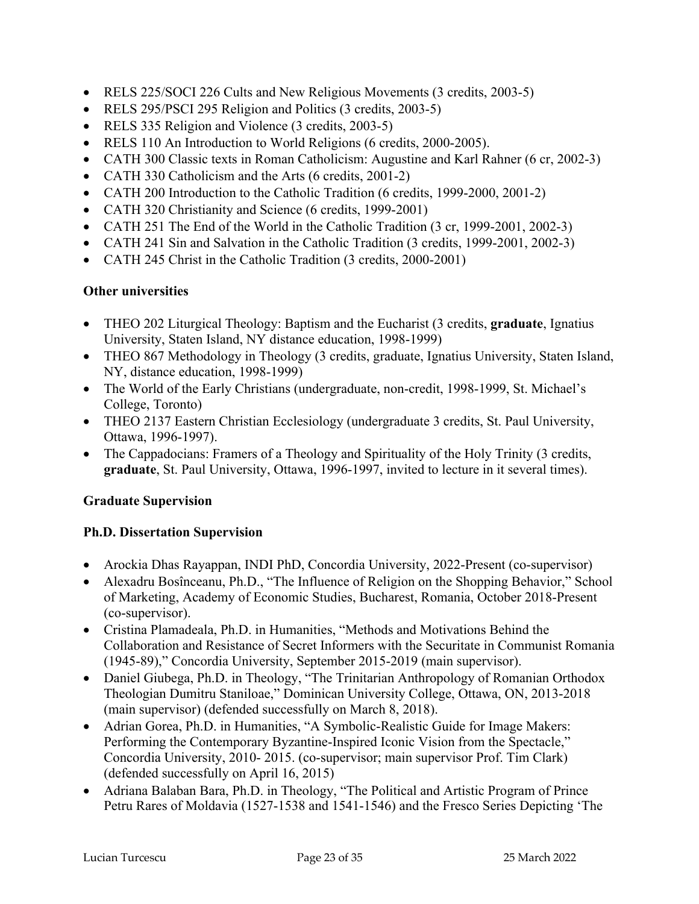- RELS 225/SOCI 226 Cults and New Religious Movements (3 credits, 2003-5)
- RELS 295/PSCI 295 Religion and Politics (3 credits, 2003-5)
- RELS 335 Religion and Violence (3 credits, 2003-5)
- RELS 110 An Introduction to World Religions (6 credits, 2000-2005).
- CATH 300 Classic texts in Roman Catholicism: Augustine and Karl Rahner (6 cr, 2002-3)
- CATH 330 Catholicism and the Arts (6 credits, 2001-2)
- CATH 200 Introduction to the Catholic Tradition (6 credits, 1999-2000, 2001-2)
- CATH 320 Christianity and Science (6 credits, 1999-2001)
- CATH 251 The End of the World in the Catholic Tradition (3 cr, 1999-2001, 2002-3)
- CATH 241 Sin and Salvation in the Catholic Tradition (3 credits, 1999-2001, 2002-3)
- CATH 245 Christ in the Catholic Tradition (3 credits, 2000-2001)

**Other universities**

- THEO 202 Liturgical Theology: Baptism and the Eucharist (3 credits, **graduate**, Ignatius University, Staten Island, NY distance education, 1998-1999)
- THEO 867 Methodology in Theology (3 credits, graduate, Ignatius University, Staten Island, NY, distance education, 1998-1999)
- The World of the Early Christians (undergraduate, non-credit, 1998-1999, St. Michael's College, Toronto)
- THEO 2137 Eastern Christian Ecclesiology (undergraduate 3 credits, St. Paul University, Ottawa, 1996-1997).
- The Cappadocians: Framers of a Theology and Spirituality of the Holy Trinity (3 credits, **graduate**, St. Paul University, Ottawa, 1996-1997, invited to lecture in it several times).

**Graduate Supervision**

**Ph.D. Dissertation Supervision**

- Arockia Dhas Rayappan, INDI PhD, Concordia University, 2022-Present (co-supervisor)
- Alexadru Bosînceanu, Ph.D., "The Influence of Religion on the Shopping Behavior," School of Marketing, Academy of Economic Studies, Bucharest, Romania, October 2018-Present (co-supervisor).
- Cristina Plamadeala, Ph.D. in Humanities, "Methods and Motivations Behind the Collaboration and Resistance of Secret Informers with the Securitate in Communist Romania (1945-89)," Concordia University, September 2015-2019 (main supervisor).
- Daniel Giubega, Ph.D. in Theology, "The Trinitarian Anthropology of Romanian Orthodox Theologian Dumitru Staniloae," Dominican University College, Ottawa, ON, 2013-2018 (main supervisor) (defended successfully on March 8, 2018).
- Adrian Gorea, Ph.D. in Humanities, "A Symbolic-Realistic Guide for Image Makers: Performing the Contemporary Byzantine-Inspired Iconic Vision from the Spectacle," Concordia University, 2010- 2015. (co-supervisor; main supervisor Prof. Tim Clark) (defended successfully on April 16, 2015)
- Adriana Balaban Bara, Ph.D. in Theology, "The Political and Artistic Program of Prince Petru Rares of Moldavia (1527-1538 and 1541-1546) and the Fresco Series Depicting 'The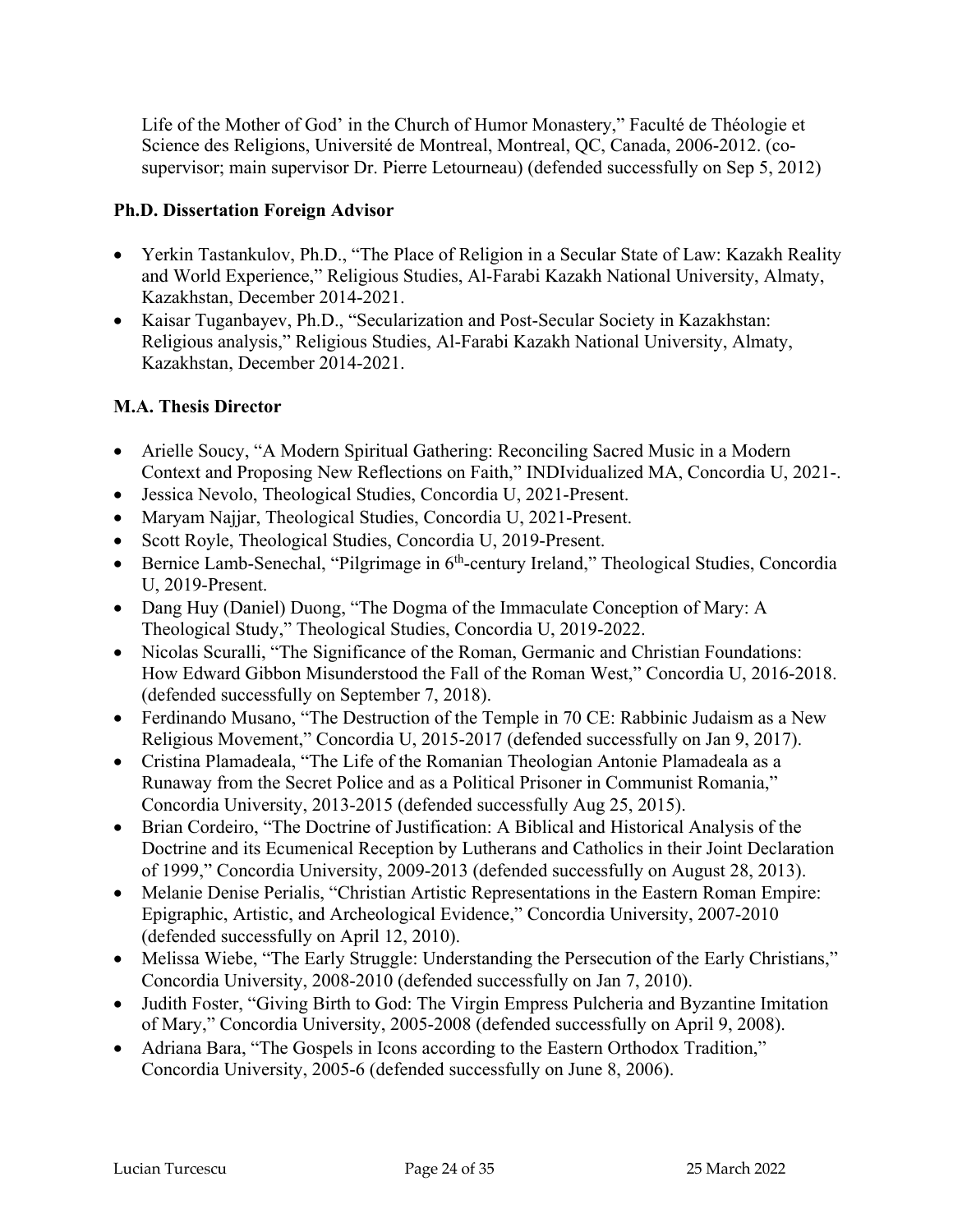Life of the Mother of God' in the Church of Humor Monastery," Faculté de Théologie et Science des Religions, Université de Montreal, Montreal, QC, Canada, 2006-2012. (co-supervisor; main supervisor Dr. Pierre Letourneau) (defended successfully on Sep 5, 2012)

**Ph.D. Dissertation Foreign Advisor**

- Yerkin Tastankulov, Ph.D., "The Place of Religion in a Secular State of Law: Kazakh Reality and World Experience," Religious Studies, Al-Farabi Kazakh National University, Almaty, Kazakhstan, December 2014-2021.
- Kaisar Tuganbayev, Ph.D., "Secularization and Post-Secular Society in Kazakhstan: Religious analysis," Religious Studies, Al-Farabi Kazakh National University, Almaty, Kazakhstan, December 2014-2021.

**M.A. Thesis Director**

- Arielle Soucy, "A Modern Spiritual Gathering: Reconciling Sacred Music in a Modern Context and Proposing New Reflections on Faith," INDIvidualized MA, Concordia U, 2021-.
- Jessica Nevolo, Theological Studies, Concordia U, 2021-Present.
- Maryam Najjar, Theological Studies, Concordia U, 2021-Present.
- Scott Royle, Theological Studies, Concordia U, 2019-Present.
- Bernice Lamb-Senechal, "Pilgrimage in 6th-century Ireland," Theological Studies, Concordia U, 2019-Present.
- Dang Huy (Daniel) Duong, "The Dogma of the Immaculate Conception of Mary: A Theological Study," Theological Studies, Concordia U, 2019-2022.
- Nicolas Scuralli, "The Significance of the Roman, Germanic and Christian Foundations: How Edward Gibbon Misunderstood the Fall of the Roman West," Concordia U, 2016-2018. (defended successfully on September 7, 2018).
- Ferdinando Musano, "The Destruction of the Temple in 70 CE: Rabbinic Judaism as a New Religious Movement," Concordia U, 2015-2017 (defended successfully on Jan 9, 2017).
- Cristina Plamadeala, "The Life of the Romanian Theologian Antonie Plamadeala as a Runaway from the Secret Police and as a Political Prisoner in Communist Romania," Concordia University, 2013-2015 (defended successfully Aug 25, 2015).
- Brian Cordeiro, "The Doctrine of Justification: A Biblical and Historical Analysis of the Doctrine and its Ecumenical Reception by Lutherans and Catholics in their Joint Declaration of 1999," Concordia University, 2009-2013 (defended successfully on August 28, 2013).
- Melanie Denise Perialis, "Christian Artistic Representations in the Eastern Roman Empire: Epigraphic, Artistic, and Archeological Evidence," Concordia University, 2007-2010 (defended successfully on April 12, 2010).
- Melissa Wiebe, "The Early Struggle: Understanding the Persecution of the Early Christians," Concordia University, 2008-2010 (defended successfully on Jan 7, 2010).
- Judith Foster, "Giving Birth to God: The Virgin Empress Pulcheria and Byzantine Imitation of Mary," Concordia University, 2005-2008 (defended successfully on April 9, 2008).
- Adriana Bara, "The Gospels in Icons according to the Eastern Orthodox Tradition," Concordia University, 2005-6 (defended successfully on June 8, 2006).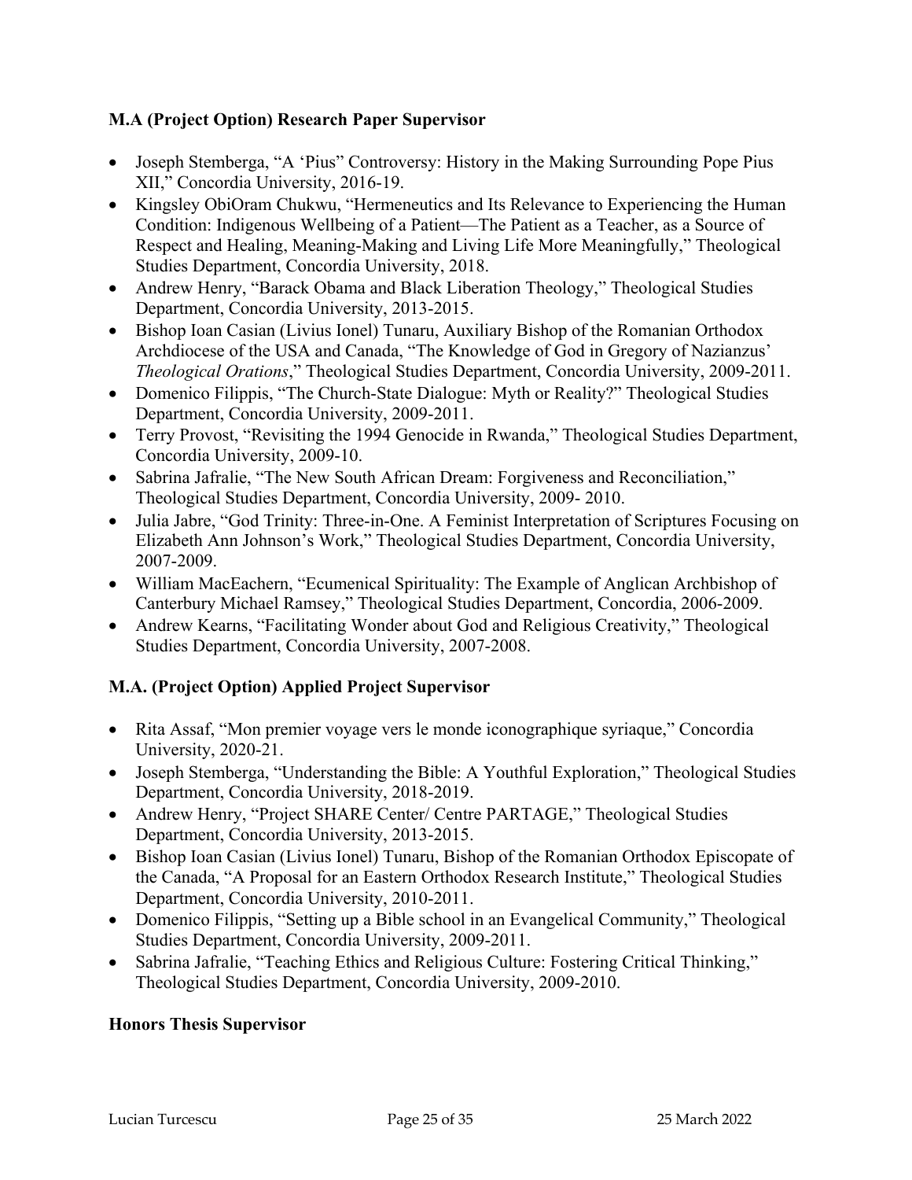**M.A (Project Option) Research Paper Supervisor**

- Joseph Stemberga, "A 'Pius" Controversy: History in the Making Surrounding Pope Pius XII," Concordia University, 2016-19.
- Kingsley ObiOram Chukwu, "Hermeneutics and Its Relevance to Experiencing the Human Condition: Indigenous Wellbeing of a Patient—The Patient as a Teacher, as a Source of Respect and Healing, Meaning-Making and Living Life More Meaningfully," Theological Studies Department, Concordia University, 2018.
- Andrew Henry, "Barack Obama and Black Liberation Theology," Theological Studies Department, Concordia University, 2013-2015.
- Bishop Ioan Casian (Livius Ionel) Tunaru, Auxiliary Bishop of the Romanian Orthodox Archdiocese of the USA and Canada, "The Knowledge of God in Gregory of Nazianzus' *Theological Orations*," Theological Studies Department, Concordia University, 2009-2011.
- Domenico Filippis, "The Church-State Dialogue: Myth or Reality?" Theological Studies Department, Concordia University, 2009-2011.
- Terry Provost, "Revisiting the 1994 Genocide in Rwanda," Theological Studies Department, Concordia University, 2009-10.
- Sabrina Jafralie, "The New South African Dream: Forgiveness and Reconciliation," Theological Studies Department, Concordia University, 2009- 2010.
- Julia Jabre, "God Trinity: Three-in-One. A Feminist Interpretation of Scriptures Focusing on Elizabeth Ann Johnson's Work," Theological Studies Department, Concordia University, 2007-2009.
- William MacEachern, "Ecumenical Spirituality: The Example of Anglican Archbishop of Canterbury Michael Ramsey," Theological Studies Department, Concordia, 2006-2009.
- Andrew Kearns, "Facilitating Wonder about God and Religious Creativity," Theological Studies Department, Concordia University, 2007-2008.

**M.A. (Project Option) Applied Project Supervisor**

- Rita Assaf, "Mon premier voyage vers le monde iconographique syriaque," Concordia University, 2020-21.
- Joseph Stemberga, "Understanding the Bible: A Youthful Exploration," Theological Studies Department, Concordia University, 2018-2019.
- Andrew Henry, "Project SHARE Center/ Centre PARTAGE," Theological Studies Department, Concordia University, 2013-2015.
- Bishop Ioan Casian (Livius Ionel) Tunaru, Bishop of the Romanian Orthodox Episcopate of the Canada, "A Proposal for an Eastern Orthodox Research Institute," Theological Studies Department, Concordia University, 2010-2011.
- Domenico Filippis, "Setting up a Bible school in an Evangelical Community," Theological Studies Department, Concordia University, 2009-2011.
- Sabrina Jafralie, "Teaching Ethics and Religious Culture: Fostering Critical Thinking," Theological Studies Department, Concordia University, 2009-2010.

**Honors Thesis Supervisor**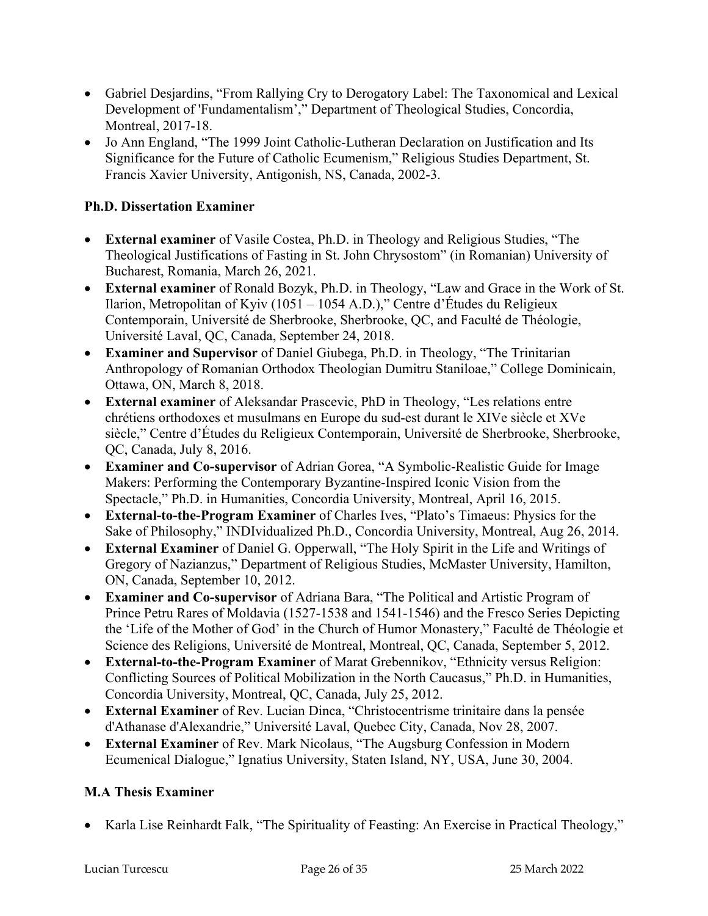- Gabriel Desjardins, "From Rallying Cry to Derogatory Label: The Taxonomical and Lexical Development of 'Fundamentalism'," Department of Theological Studies, Concordia, Montreal, 2017-18.
- Jo Ann England, "The 1999 Joint Catholic-Lutheran Declaration on Justification and Its Significance for the Future of Catholic Ecumenism," Religious Studies Department, St. Francis Xavier University, Antigonish, NS, Canada, 2002-3.

**Ph.D. Dissertation Examiner**

- **External examiner** of Vasile Costea, Ph.D. in Theology and Religious Studies, "The Theological Justifications of Fasting in St. John Chrysostom" (in Romanian) University of Bucharest, Romania, March 26, 2021.
- **External examiner** of Ronald Bozyk, Ph.D. in Theology, "Law and Grace in the Work of St. Ilarion, Metropolitan of Kyiv (1051 – 1054 A.D.)," Centre d'Études du Religieux Contemporain, Université de Sherbrooke, Sherbrooke, QC, and Faculté de Théologie, Université Laval, QC, Canada, September 24, 2018.
- **Examiner and Supervisor** of Daniel Giubega, Ph.D. in Theology, "The Trinitarian Anthropology of Romanian Orthodox Theologian Dumitru Staniloae," College Dominicain, Ottawa, ON, March 8, 2018.
- **External examiner** of Aleksandar Prascevic, PhD in Theology, "Les relations entre chrétiens orthodoxes et musulmans en Europe du sud-est durant le XIVe siècle et XVe siècle," Centre d'Études du Religieux Contemporain, Université de Sherbrooke, Sherbrooke, QC, Canada, July 8, 2016.
- **Examiner and Co-supervisor** of Adrian Gorea, "A Symbolic-Realistic Guide for Image Makers: Performing the Contemporary Byzantine-Inspired Iconic Vision from the Spectacle," Ph.D. in Humanities, Concordia University, Montreal, April 16, 2015.
- **External-to-the-Program Examiner** of Charles Ives, "Plato's Timaeus: Physics for the Sake of Philosophy," INDIvidualized Ph.D., Concordia University, Montreal, Aug 26, 2014.
- **External Examiner** of Daniel G. Opperwall, "The Holy Spirit in the Life and Writings of Gregory of Nazianzus," Department of Religious Studies, McMaster University, Hamilton, ON, Canada, September 10, 2012.
- **Examiner and Co-supervisor** of Adriana Bara, "The Political and Artistic Program of Prince Petru Rares of Moldavia (1527-1538 and 1541-1546) and the Fresco Series Depicting the 'Life of the Mother of God' in the Church of Humor Monastery," Faculté de Théologie et Science des Religions, Université de Montreal, Montreal, QC, Canada, September 5, 2012.
- **External-to-the-Program Examiner** of Marat Grebennikov, "Ethnicity versus Religion: Conflicting Sources of Political Mobilization in the North Caucasus," Ph.D. in Humanities, Concordia University, Montreal, QC, Canada, July 25, 2012.
- **External Examiner** of Rev. Lucian Dinca, "Christocentrisme trinitaire dans la pensée d'Athanase d'Alexandrie," Université Laval, Quebec City, Canada, Nov 28, 2007.
- **External Examiner** of Rev. Mark Nicolaus, "The Augsburg Confession in Modern Ecumenical Dialogue," Ignatius University, Staten Island, NY, USA, June 30, 2004.

**M.A Thesis Examiner**

- Karla Lise Reinhardt Falk, "The Spirituality of Feasting: An Exercise in Practical Theology,"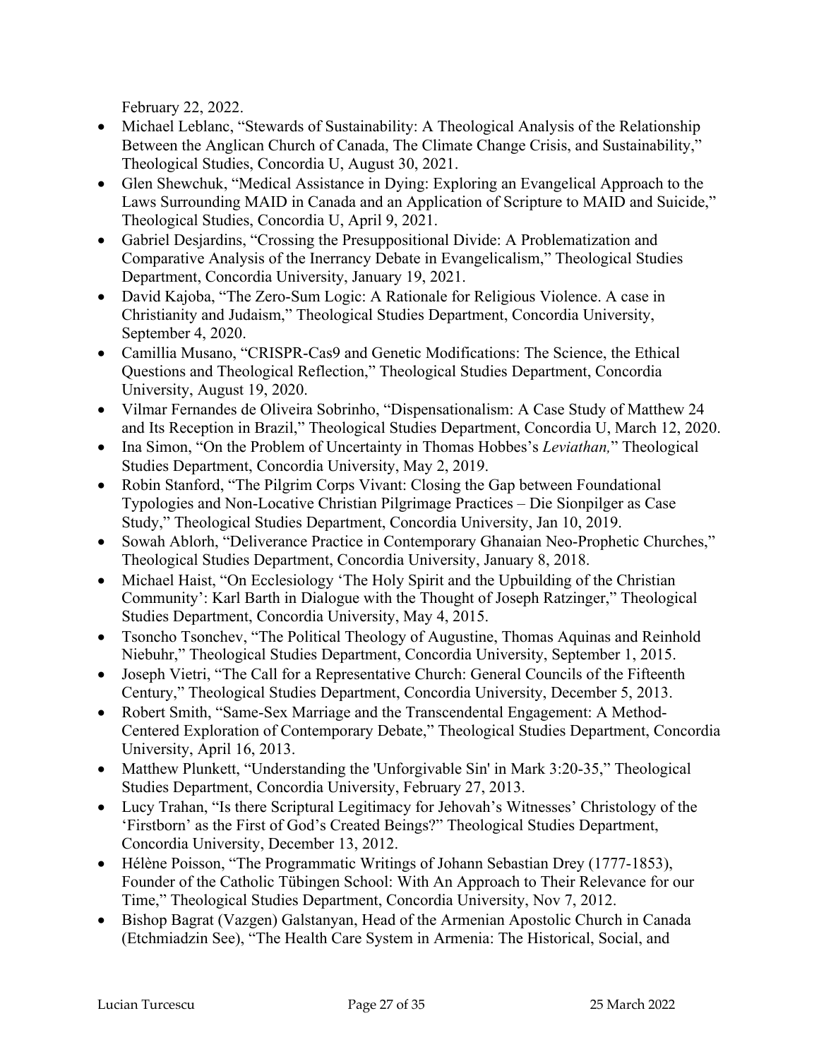February 22, 2022.

- Michael Leblanc, “Stewards of Sustainability: A Theological Analysis of the Relationship Between the Anglican Church of Canada, The Climate Change Crisis, and Sustainability,” Theological Studies, Concordia U, August 30, 2021.
- Glen Shewchuk, “Medical Assistance in Dying: Exploring an Evangelical Approach to the Laws Surrounding MAID in Canada and an Application of Scripture to MAID and Suicide,” Theological Studies, Concordia U, April 9, 2021.
- Gabriel Desjardins, “Crossing the Presuppositional Divide: A Problematization and Comparative Analysis of the Inerrancy Debate in Evangelicalism,” Theological Studies Department, Concordia University, January 19, 2021.
- David Kajoba, “The Zero-Sum Logic: A Rationale for Religious Violence. A case in Christianity and Judaism,” Theological Studies Department, Concordia University, September 4, 2020.
- Camillia Musano, “CRISPR-Cas9 and Genetic Modifications: The Science, the Ethical Questions and Theological Reflection,” Theological Studies Department, Concordia University, August 19, 2020.
- Vilmar Fernandes de Oliveira Sobrinho, “Dispensationalism: A Case Study of Matthew 24 and Its Reception in Brazil,” Theological Studies Department, Concordia U, March 12, 2020.
- Ina Simon, “On the Problem of Uncertainty in Thomas Hobbes’s *Leviathan,*” Theological Studies Department, Concordia University, May 2, 2019.
- Robin Stanford, “The Pilgrim Corps Vivant: Closing the Gap between Foundational Typologies and Non-Locative Christian Pilgrimage Practices – Die Sionpilger as Case Study,” Theological Studies Department, Concordia University, Jan 10, 2019.
- Sowah Ablorh, “Deliverance Practice in Contemporary Ghanaian Neo-Prophetic Churches,” Theological Studies Department, Concordia University, January 8, 2018.
- Michael Haist, “On Ecclesiology ‘The Holy Spirit and the Upbuilding of the Christian Community’: Karl Barth in Dialogue with the Thought of Joseph Ratzinger,” Theological Studies Department, Concordia University, May 4, 2015.
- Tsoncho Tsonchev, “The Political Theology of Augustine, Thomas Aquinas and Reinhold Niebuhr,” Theological Studies Department, Concordia University, September 1, 2015.
- Joseph Vietri, “The Call for a Representative Church: General Councils of the Fifteenth Century,” Theological Studies Department, Concordia University, December 5, 2013.
- Robert Smith, “Same-Sex Marriage and the Transcendental Engagement: A Method-Centered Exploration of Contemporary Debate,” Theological Studies Department, Concordia University, April 16, 2013.
- Matthew Plunkett, “Understanding the 'Unforgivable Sin' in Mark 3:20-35,” Theological Studies Department, Concordia University, February 27, 2013.
- Lucy Trahan, “Is there Scriptural Legitimacy for Jehovah’s Witnesses’ Christology of the ‘Firstborn’ as the First of God’s Created Beings?” Theological Studies Department, Concordia University, December 13, 2012.
- Hélène Poisson, “The Programmatic Writings of Johann Sebastian Drey (1777-1853), Founder of the Catholic Tübingen School: With An Approach to Their Relevance for our Time,” Theological Studies Department, Concordia University, Nov 7, 2012.
- Bishop Bagrat (Vazgen) Galstanyan, Head of the Armenian Apostolic Church in Canada (Etchmiadzin See), “The Health Care System in Armenia: The Historical, Social, and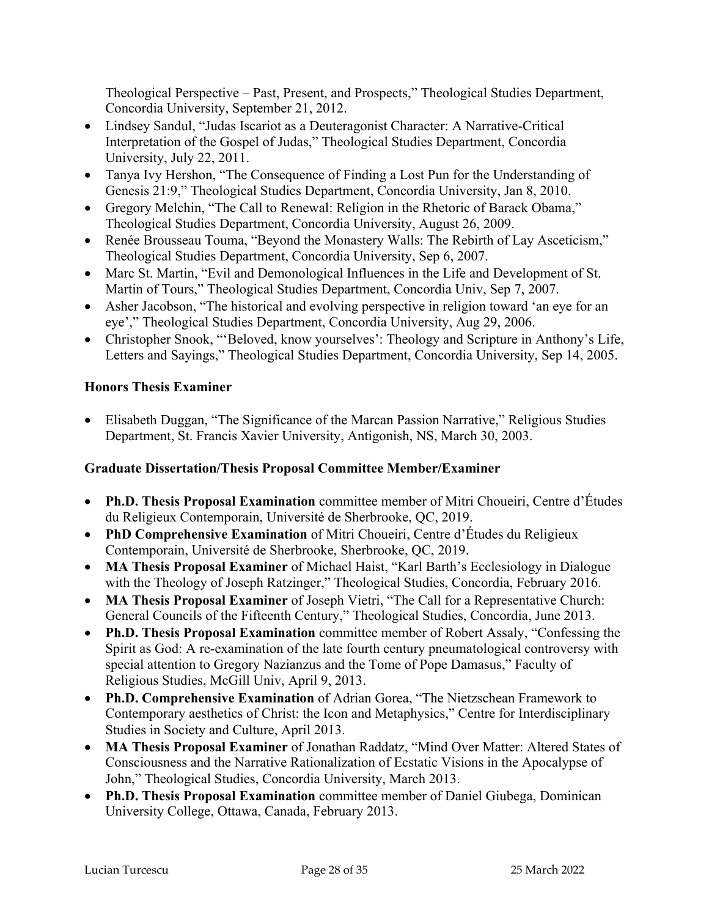Theological Perspective – Past, Present, and Prospects," Theological Studies Department, Concordia University, September 21, 2012.

- Lindsey Sandul, "Judas Iscariot as a Deuteragonist Character: A Narrative-Critical Interpretation of the Gospel of Judas," Theological Studies Department, Concordia University, July 22, 2011.
- Tanya Ivy Hershon, "The Consequence of Finding a Lost Pun for the Understanding of Genesis 21:9," Theological Studies Department, Concordia University, Jan 8, 2010.
- Gregory Melchin, "The Call to Renewal: Religion in the Rhetoric of Barack Obama," Theological Studies Department, Concordia University, August 26, 2009.
- Renée Brousseau Touma, "Beyond the Monastery Walls: The Rebirth of Lay Asceticism," Theological Studies Department, Concordia University, Sep 6, 2007.
- Marc St. Martin, "Evil and Demonological Influences in the Life and Development of St. Martin of Tours," Theological Studies Department, Concordia Univ, Sep 7, 2007.
- Asher Jacobson, "The historical and evolving perspective in religion toward 'an eye for an eye'," Theological Studies Department, Concordia University, Aug 29, 2006.
- Christopher Snook, "'Beloved, know yourselves': Theology and Scripture in Anthony's Life, Letters and Sayings," Theological Studies Department, Concordia University, Sep 14, 2005.

**Honors Thesis Examiner**

- Elisabeth Duggan, "The Significance of the Marcan Passion Narrative," Religious Studies Department, St. Francis Xavier University, Antigonish, NS, March 30, 2003.

**Graduate Dissertation/Thesis Proposal Committee Member/Examiner**

- **Ph.D. Thesis Proposal Examination** committee member of Mitri Choueiri, Centre d'Études du Religieux Contemporain, Université de Sherbrooke, QC, 2019.
- **PhD Comprehensive Examination** of Mitri Choueiri, Centre d'Études du Religieux Contemporain, Université de Sherbrooke, Sherbrooke, QC, 2019.
- **MA Thesis Proposal Examiner** of Michael Haist, "Karl Barth's Ecclesiology in Dialogue with the Theology of Joseph Ratzinger," Theological Studies, Concordia, February 2016.
- **MA Thesis Proposal Examiner** of Joseph Vietri, "The Call for a Representative Church: General Councils of the Fifteenth Century," Theological Studies, Concordia, June 2013.
- **Ph.D. Thesis Proposal Examination** committee member of Robert Assaly, "Confessing the Spirit as God: A re-examination of the late fourth century pneumatological controversy with special attention to Gregory Nazianzus and the Tome of Pope Damasus," Faculty of Religious Studies, McGill Univ, April 9, 2013.
- **Ph.D. Comprehensive Examination** of Adrian Gorea, "The Nietzschean Framework to Contemporary aesthetics of Christ: the Icon and Metaphysics," Centre for Interdisciplinary Studies in Society and Culture, April 2013.
- **MA Thesis Proposal Examiner** of Jonathan Raddatz, "Mind Over Matter: Altered States of Consciousness and the Narrative Rationalization of Ecstatic Visions in the Apocalypse of John," Theological Studies, Concordia University, March 2013.
- **Ph.D. Thesis Proposal Examination** committee member of Daniel Giubega, Dominican University College, Ottawa, Canada, February 2013.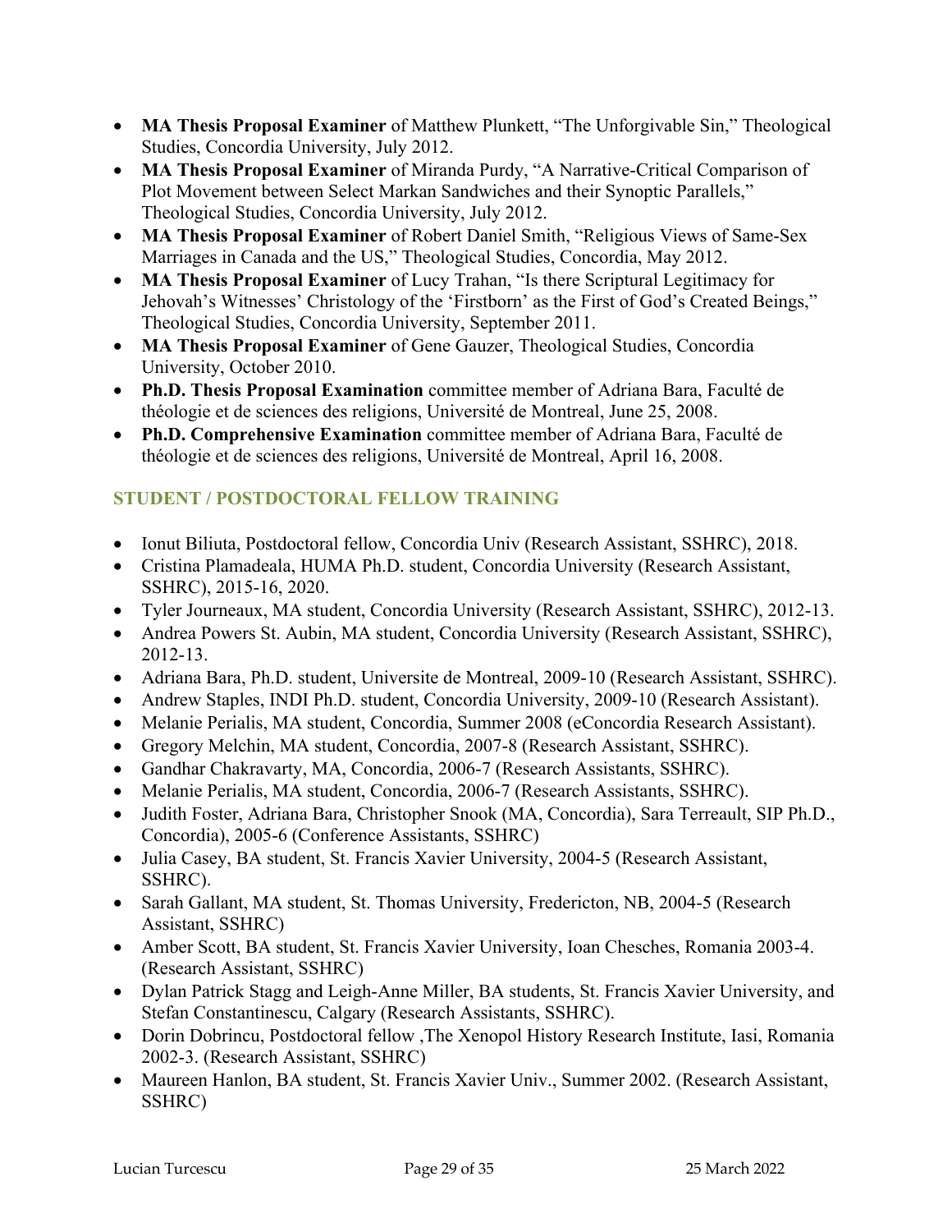- **MA Thesis Proposal Examiner** of Matthew Plunkett, "The Unforgivable Sin," Theological Studies, Concordia University, July 2012.
- **MA Thesis Proposal Examiner** of Miranda Purdy, "A Narrative-Critical Comparison of Plot Movement between Select Markan Sandwiches and their Synoptic Parallels," Theological Studies, Concordia University, July 2012.
- **MA Thesis Proposal Examiner** of Robert Daniel Smith, "Religious Views of Same-Sex Marriages in Canada and the US," Theological Studies, Concordia, May 2012.
- **MA Thesis Proposal Examiner** of Lucy Trahan, "Is there Scriptural Legitimacy for Jehovah's Witnesses' Christology of the 'Firstborn' as the First of God's Created Beings," Theological Studies, Concordia University, September 2011.
- **MA Thesis Proposal Examiner** of Gene Gauzer, Theological Studies, Concordia University, October 2010.
- **Ph.D. Thesis Proposal Examination** committee member of Adriana Bara, Faculté de théologie et de sciences des religions, Université de Montreal, June 25, 2008.
- **Ph.D. Comprehensive Examination** committee member of Adriana Bara, Faculté de théologie et de sciences des religions, Université de Montreal, April 16, 2008.

## STUDENT / POSTDOCTORAL FELLOW TRAINING

- Ionut Biliuta, Postdoctoral fellow, Concordia Univ (Research Assistant, SSHRC), 2018.
- Cristina Plamadeala, HUMA Ph.D. student, Concordia University (Research Assistant, SSHRC), 2015-16, 2020.
- Tyler Journeaux, MA student, Concordia University (Research Assistant, SSHRC), 2012-13.
- Andrea Powers St. Aubin, MA student, Concordia University (Research Assistant, SSHRC), 2012-13.
- Adriana Bara, Ph.D. student, Universite de Montreal, 2009-10 (Research Assistant, SSHRC).
- Andrew Staples, INDI Ph.D. student, Concordia University, 2009-10 (Research Assistant).
- Melanie Perialis, MA student, Concordia, Summer 2008 (eConcordia Research Assistant).
- Gregory Melchin, MA student, Concordia, 2007-8 (Research Assistant, SSHRC).
- Gandhar Chakravarty, MA, Concordia, 2006-7 (Research Assistants, SSHRC).
- Melanie Perialis, MA student, Concordia, 2006-7 (Research Assistants, SSHRC).
- Judith Foster, Adriana Bara, Christopher Snook (MA, Concordia), Sara Terreault, SIP Ph.D., Concordia), 2005-6 (Conference Assistants, SSHRC)
- Julia Casey, BA student, St. Francis Xavier University, 2004-5 (Research Assistant, SSHRC).
- Sarah Gallant, MA student, St. Thomas University, Fredericton, NB, 2004-5 (Research Assistant, SSHRC)
- Amber Scott, BA student, St. Francis Xavier University, Ioan Chesches, Romania 2003-4. (Research Assistant, SSHRC)
- Dylan Patrick Stagg and Leigh-Anne Miller, BA students, St. Francis Xavier University, and Stefan Constantinescu, Calgary (Research Assistants, SSHRC).
- Dorin Dobrincu, Postdoctoral fellow ,The Xenopol History Research Institute, Iasi, Romania 2002-3. (Research Assistant, SSHRC)
- Maureen Hanlon, BA student, St. Francis Xavier Univ., Summer 2002. (Research Assistant, SSHRC)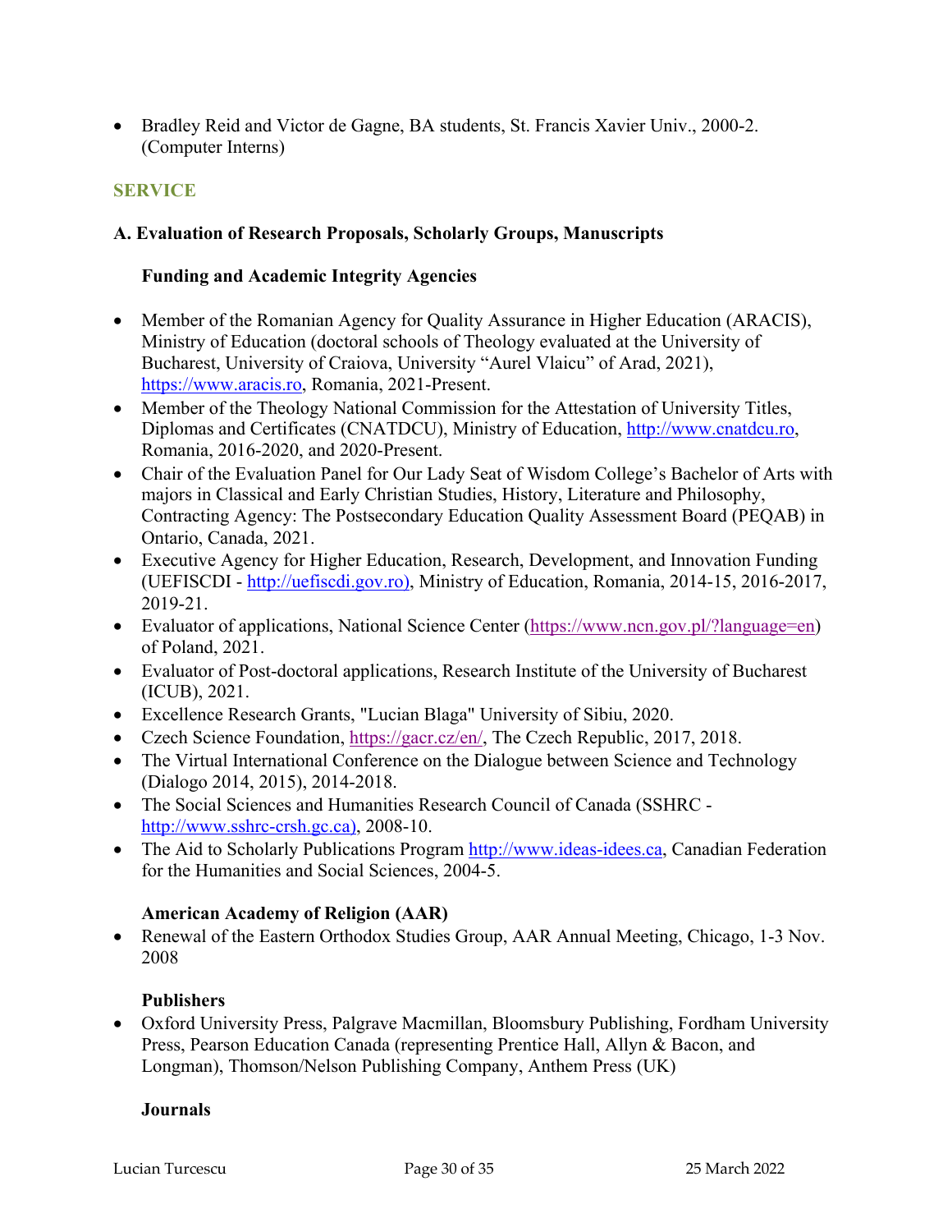- Bradley Reid and Victor de Gagne, BA students, St. Francis Xavier Univ., 2000-2. (Computer Interns)

## SERVICE

### A. Evaluation of Research Proposals, Scholarly Groups, Manuscripts

#### Funding and Academic Integrity Agencies

- Member of the Romanian Agency for Quality Assurance in Higher Education (ARACIS), Ministry of Education (doctoral schools of Theology evaluated at the University of Bucharest, University of Craiova, University "Aurel Vlaicu" of Arad, 2021), https://www.aracis.ro, Romania, 2021-Present.
- Member of the Theology National Commission for the Attestation of University Titles, Diplomas and Certificates (CNATDCU), Ministry of Education, http://www.cnatdcu.ro, Romania, 2016-2020, and 2020-Present.
- Chair of the Evaluation Panel for Our Lady Seat of Wisdom College's Bachelor of Arts with majors in Classical and Early Christian Studies, History, Literature and Philosophy, Contracting Agency: The Postsecondary Education Quality Assessment Board (PEQAB) in Ontario, Canada, 2021.
- Executive Agency for Higher Education, Research, Development, and Innovation Funding (UEFISCDI - http://uefiscdi.gov.ro), Ministry of Education, Romania, 2014-15, 2016-2017, 2019-21.
- Evaluator of applications, National Science Center (https://www.ncn.gov.pl/?language=en) of Poland, 2021.
- Evaluator of Post-doctoral applications, Research Institute of the University of Bucharest (ICUB), 2021.
- Excellence Research Grants, "Lucian Blaga" University of Sibiu, 2020.
- Czech Science Foundation, https://gacr.cz/en/, The Czech Republic, 2017, 2018.
- The Virtual International Conference on the Dialogue between Science and Technology (Dialogo 2014, 2015), 2014-2018.
- The Social Sciences and Humanities Research Council of Canada (SSHRC - http://www.sshrc-crsh.gc.ca), 2008-10.
- The Aid to Scholarly Publications Program http://www.ideas-idees.ca, Canadian Federation for the Humanities and Social Sciences, 2004-5.

#### American Academy of Religion (AAR)

- Renewal of the Eastern Orthodox Studies Group, AAR Annual Meeting, Chicago, 1-3 Nov. 2008

#### Publishers

- Oxford University Press, Palgrave Macmillan, Bloomsbury Publishing, Fordham University Press, Pearson Education Canada (representing Prentice Hall, Allyn & Bacon, and Longman), Thomson/Nelson Publishing Company, Anthem Press (UK)

#### Journals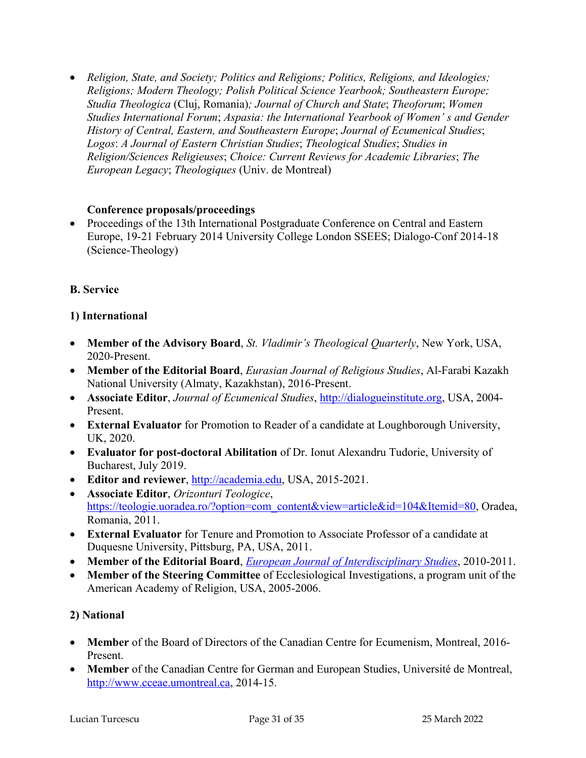- *Religion, State, and Society; Politics and Religions; Politics, Religions, and Ideologies; Religions; Modern Theology; Polish Political Science Yearbook; Southeastern Europe; Studia Theologica* (Cluj, Romania)*; Journal of Church and State*; *Theoforum*; *Women Studies International Forum*; *Aspasia: the International Yearbook of Women' s and Gender History of Central, Eastern, and Southeastern Europe*; *Journal of Ecumenical Studies*; *Logos*: *A Journal of Eastern Christian Studies*; *Theological Studies*; *Studies in Religion/Sciences Religieuses*; *Choice: Current Reviews for Academic Libraries*; *The European Legacy*; *Theologiques* (Univ. de Montreal)

**Conference proposals/proceedings**

- Proceedings of the 13th International Postgraduate Conference on Central and Eastern Europe, 19-21 February 2014 University College London SSEES; Dialogo-Conf 2014-18 (Science-Theology)

**B. Service**

**1) International**

- **Member of the Advisory Board**, *St. Vladimir's Theological Quarterly*, New York, USA, 2020-Present.
- **Member of the Editorial Board**, *Eurasian Journal of Religious Studies*, Al-Farabi Kazakh National University (Almaty, Kazakhstan), 2016-Present.
- **Associate Editor**, *Journal of Ecumenical Studies*, http://dialogueinstitute.org, USA, 2004-Present.
- **External Evaluator** for Promotion to Reader of a candidate at Loughborough University, UK, 2020.
- **Evaluator for post-doctoral Abilitation** of Dr. Ionut Alexandru Tudorie, University of Bucharest, July 2019.
- **Editor and reviewer**, http://academia.edu, USA, 2015-2021.
- **Associate Editor**, *Orizonturi Teologice*, https://teologie.uoradea.ro/?option=com_content&view=article&id=104&Itemid=80, Oradea, Romania, 2011.
- **External Evaluator** for Tenure and Promotion to Associate Professor of a candidate at Duquesne University, Pittsburg, PA, USA, 2011.
- **Member of the Editorial Board**, *European Journal of Interdisciplinary Studies*, 2010-2011.
- **Member of the Steering Committee** of Ecclesiological Investigations, a program unit of the American Academy of Religion, USA, 2005-2006.

**2) National**

- **Member** of the Board of Directors of the Canadian Centre for Ecumenism, Montreal, 2016-Present.
- **Member** of the Canadian Centre for German and European Studies, Université de Montreal, http://www.cceae.umontreal.ca, 2014-15.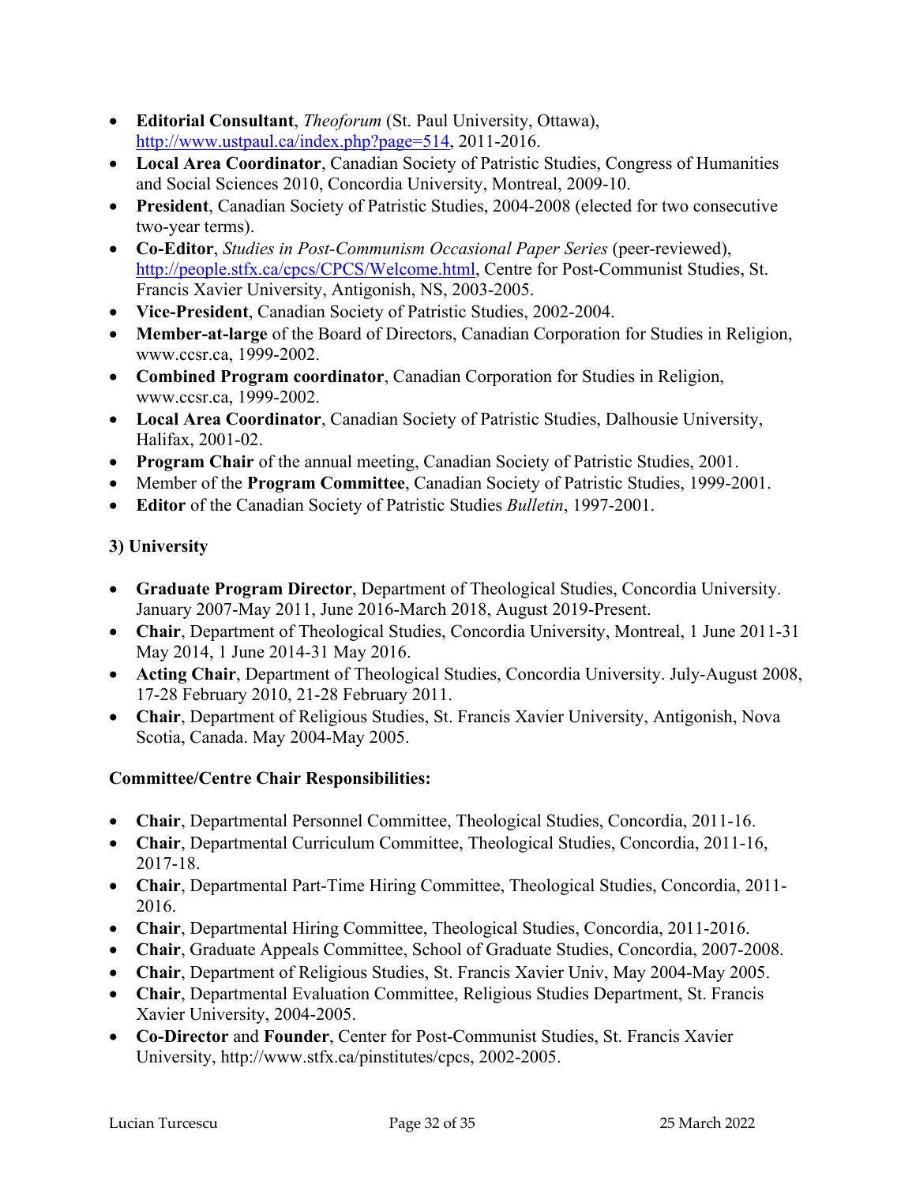- **Editorial Consultant**, *Theoforum* (St. Paul University, Ottawa), http://www.ustpaul.ca/index.php?page=514, 2011-2016.
- **Local Area Coordinator**, Canadian Society of Patristic Studies, Congress of Humanities and Social Sciences 2010, Concordia University, Montreal, 2009-10.
- **President**, Canadian Society of Patristic Studies, 2004-2008 (elected for two consecutive two-year terms).
- **Co-Editor**, *Studies in Post-Communism Occasional Paper Series* (peer-reviewed), http://people.stfx.ca/cpcs/CPCS/Welcome.html, Centre for Post-Communist Studies, St. Francis Xavier University, Antigonish, NS, 2003-2005.
- **Vice-President**, Canadian Society of Patristic Studies, 2002-2004.
- **Member-at-large** of the Board of Directors, Canadian Corporation for Studies in Religion, www.ccsr.ca, 1999-2002.
- **Combined Program coordinator**, Canadian Corporation for Studies in Religion, www.ccsr.ca, 1999-2002.
- **Local Area Coordinator**, Canadian Society of Patristic Studies, Dalhousie University, Halifax, 2001-02.
- **Program Chair** of the annual meeting, Canadian Society of Patristic Studies, 2001.
- Member of the **Program Committee**, Canadian Society of Patristic Studies, 1999-2001.
- **Editor** of the Canadian Society of Patristic Studies *Bulletin*, 1997-2001.

### 3) University

- **Graduate Program Director**, Department of Theological Studies, Concordia University. January 2007-May 2011, June 2016-March 2018, August 2019-Present.
- **Chair**, Department of Theological Studies, Concordia University, Montreal, 1 June 2011-31 May 2014, 1 June 2014-31 May 2016.
- **Acting Chair**, Department of Theological Studies, Concordia University. July-August 2008, 17-28 February 2010, 21-28 February 2011.
- **Chair**, Department of Religious Studies, St. Francis Xavier University, Antigonish, Nova Scotia, Canada. May 2004-May 2005.

**Committee/Centre Chair Responsibilities:**

- **Chair**, Departmental Personnel Committee, Theological Studies, Concordia, 2011-16.
- **Chair**, Departmental Curriculum Committee, Theological Studies, Concordia, 2011-16, 2017-18.
- **Chair**, Departmental Part-Time Hiring Committee, Theological Studies, Concordia, 2011-2016.
- **Chair**, Departmental Hiring Committee, Theological Studies, Concordia, 2011-2016.
- **Chair**, Graduate Appeals Committee, School of Graduate Studies, Concordia, 2007-2008.
- **Chair**, Department of Religious Studies, St. Francis Xavier Univ, May 2004-May 2005.
- **Chair**, Departmental Evaluation Committee, Religious Studies Department, St. Francis Xavier University, 2004-2005.
- **Co-Director** and **Founder**, Center for Post-Communist Studies, St. Francis Xavier University, http://www.stfx.ca/pinstitutes/cpcs, 2002-2005.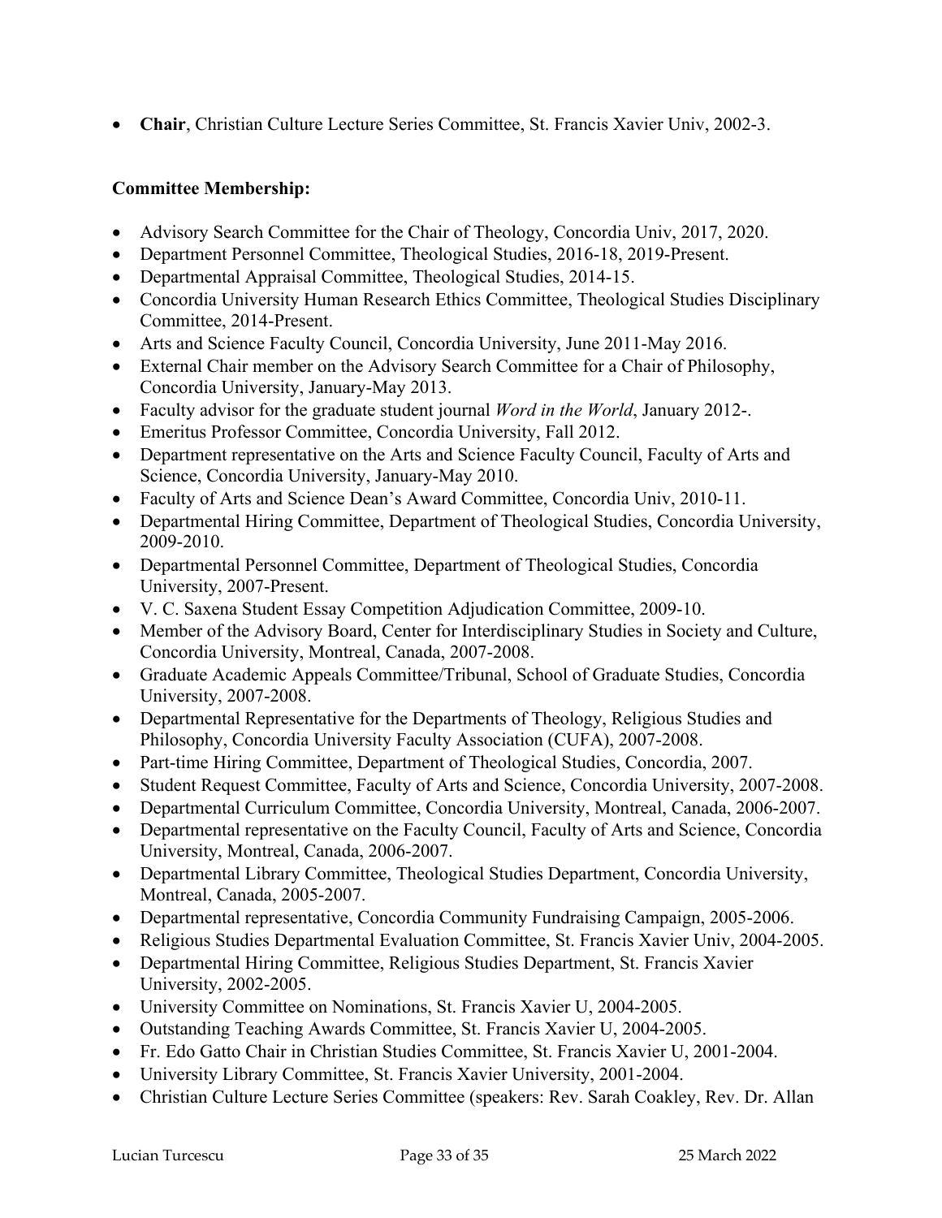- **Chair**, Christian Culture Lecture Series Committee, St. Francis Xavier Univ, 2002-3.

**Committee Membership:**

- Advisory Search Committee for the Chair of Theology, Concordia Univ, 2017, 2020.
- Department Personnel Committee, Theological Studies, 2016-18, 2019-Present.
- Departmental Appraisal Committee, Theological Studies, 2014-15.
- Concordia University Human Research Ethics Committee, Theological Studies Disciplinary Committee, 2014-Present.
- Arts and Science Faculty Council, Concordia University, June 2011-May 2016.
- External Chair member on the Advisory Search Committee for a Chair of Philosophy, Concordia University, January-May 2013.
- Faculty advisor for the graduate student journal *Word in the World*, January 2012-.
- Emeritus Professor Committee, Concordia University, Fall 2012.
- Department representative on the Arts and Science Faculty Council, Faculty of Arts and Science, Concordia University, January-May 2010.
- Faculty of Arts and Science Dean's Award Committee, Concordia Univ, 2010-11.
- Departmental Hiring Committee, Department of Theological Studies, Concordia University, 2009-2010.
- Departmental Personnel Committee, Department of Theological Studies, Concordia University, 2007-Present.
- V. C. Saxena Student Essay Competition Adjudication Committee, 2009-10.
- Member of the Advisory Board, Center for Interdisciplinary Studies in Society and Culture, Concordia University, Montreal, Canada, 2007-2008.
- Graduate Academic Appeals Committee/Tribunal, School of Graduate Studies, Concordia University, 2007-2008.
- Departmental Representative for the Departments of Theology, Religious Studies and Philosophy, Concordia University Faculty Association (CUFA), 2007-2008.
- Part-time Hiring Committee, Department of Theological Studies, Concordia, 2007.
- Student Request Committee, Faculty of Arts and Science, Concordia University, 2007-2008.
- Departmental Curriculum Committee, Concordia University, Montreal, Canada, 2006-2007.
- Departmental representative on the Faculty Council, Faculty of Arts and Science, Concordia University, Montreal, Canada, 2006-2007.
- Departmental Library Committee, Theological Studies Department, Concordia University, Montreal, Canada, 2005-2007.
- Departmental representative, Concordia Community Fundraising Campaign, 2005-2006.
- Religious Studies Departmental Evaluation Committee, St. Francis Xavier Univ, 2004-2005.
- Departmental Hiring Committee, Religious Studies Department, St. Francis Xavier University, 2002-2005.
- University Committee on Nominations, St. Francis Xavier U, 2004-2005.
- Outstanding Teaching Awards Committee, St. Francis Xavier U, 2004-2005.
- Fr. Edo Gatto Chair in Christian Studies Committee, St. Francis Xavier U, 2001-2004.
- University Library Committee, St. Francis Xavier University, 2001-2004.
- Christian Culture Lecture Series Committee (speakers: Rev. Sarah Coakley, Rev. Dr. Allan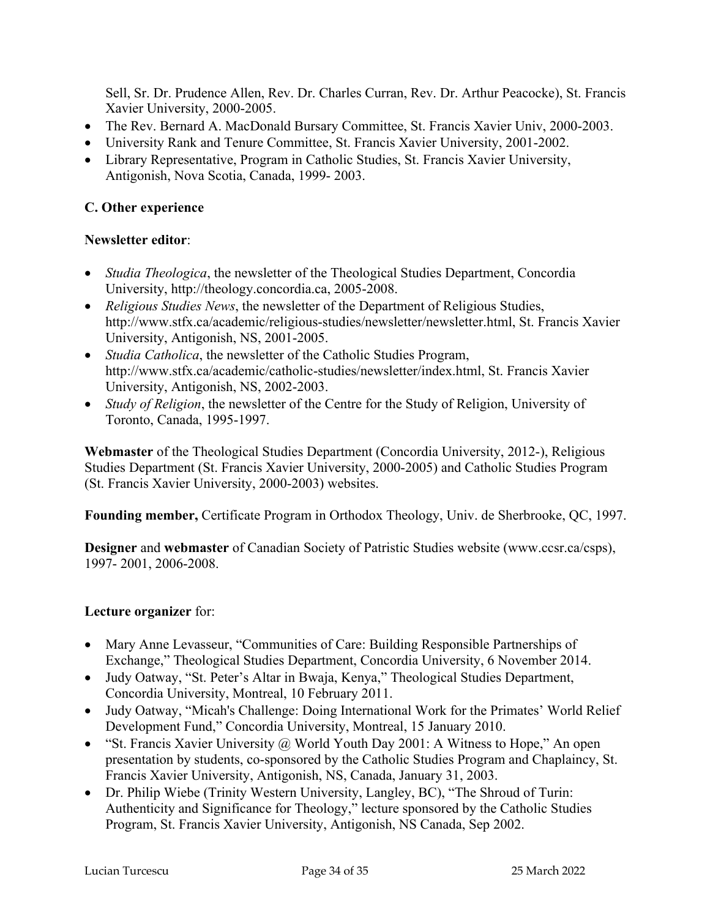Sell, Sr. Dr. Prudence Allen, Rev. Dr. Charles Curran, Rev. Dr. Arthur Peacocke), St. Francis Xavier University, 2000-2005.

- The Rev. Bernard A. MacDonald Bursary Committee, St. Francis Xavier Univ, 2000-2003.
- University Rank and Tenure Committee, St. Francis Xavier University, 2001-2002.
- Library Representative, Program in Catholic Studies, St. Francis Xavier University, Antigonish, Nova Scotia, Canada, 1999- 2003.

### C. Other experience

**Newsletter editor**:

- *Studia Theologica*, the newsletter of the Theological Studies Department, Concordia University, http://theology.concordia.ca, 2005-2008.
- *Religious Studies News*, the newsletter of the Department of Religious Studies, http://www.stfx.ca/academic/religious-studies/newsletter/newsletter.html, St. Francis Xavier University, Antigonish, NS, 2001-2005.
- *Studia Catholica*, the newsletter of the Catholic Studies Program, http://www.stfx.ca/academic/catholic-studies/newsletter/index.html, St. Francis Xavier University, Antigonish, NS, 2002-2003.
- *Study of Religion*, the newsletter of the Centre for the Study of Religion, University of Toronto, Canada, 1995-1997.

**Webmaster** of the Theological Studies Department (Concordia University, 2012-), Religious Studies Department (St. Francis Xavier University, 2000-2005) and Catholic Studies Program (St. Francis Xavier University, 2000-2003) websites.

**Founding member,** Certificate Program in Orthodox Theology, Univ. de Sherbrooke, QC, 1997.

**Designer** and **webmaster** of Canadian Society of Patristic Studies website (www.ccsr.ca/csps), 1997- 2001, 2006-2008.

**Lecture organizer** for:

- Mary Anne Levasseur, "Communities of Care: Building Responsible Partnerships of Exchange," Theological Studies Department, Concordia University, 6 November 2014.
- Judy Oatway, "St. Peter's Altar in Bwaja, Kenya," Theological Studies Department, Concordia University, Montreal, 10 February 2011.
- Judy Oatway, "Micah's Challenge: Doing International Work for the Primates' World Relief Development Fund," Concordia University, Montreal, 15 January 2010.
- "St. Francis Xavier University @ World Youth Day 2001: A Witness to Hope," An open presentation by students, co-sponsored by the Catholic Studies Program and Chaplaincy, St. Francis Xavier University, Antigonish, NS, Canada, January 31, 2003.
- Dr. Philip Wiebe (Trinity Western University, Langley, BC), "The Shroud of Turin: Authenticity and Significance for Theology," lecture sponsored by the Catholic Studies Program, St. Francis Xavier University, Antigonish, NS Canada, Sep 2002.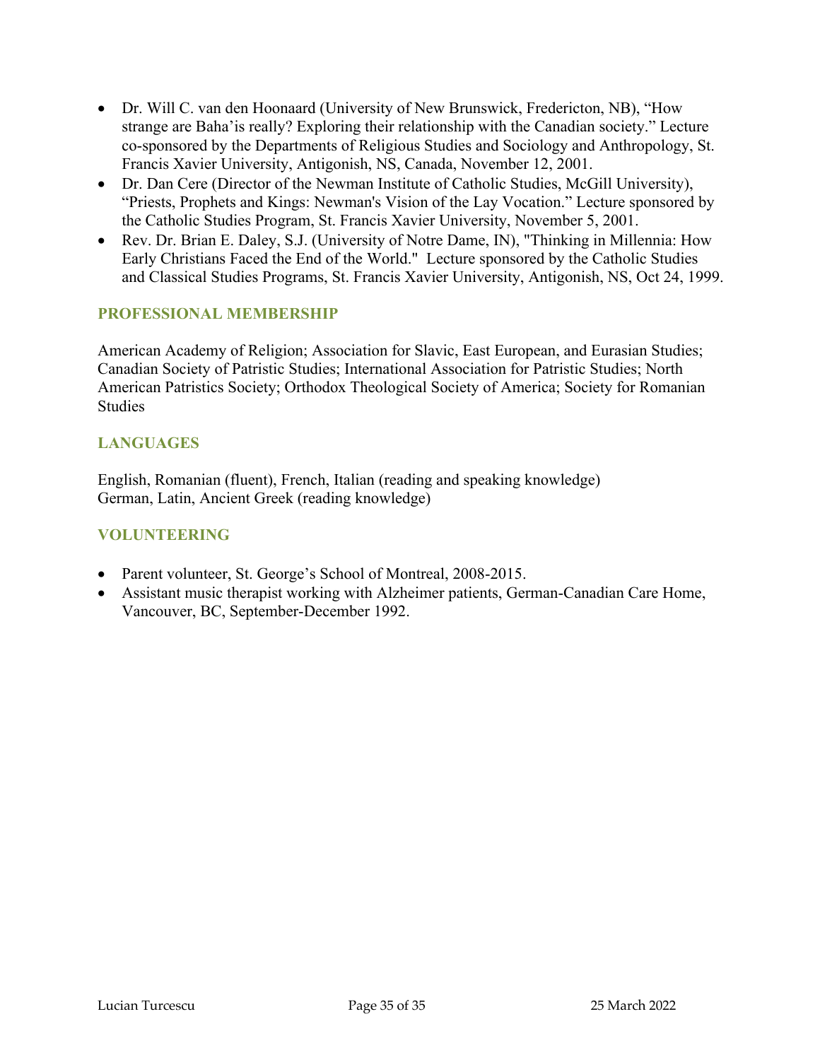- Dr. Will C. van den Hoonaard (University of New Brunswick, Fredericton, NB), "How strange are Baha'is really? Exploring their relationship with the Canadian society." Lecture co-sponsored by the Departments of Religious Studies and Sociology and Anthropology, St. Francis Xavier University, Antigonish, NS, Canada, November 12, 2001.
- Dr. Dan Cere (Director of the Newman Institute of Catholic Studies, McGill University), "Priests, Prophets and Kings: Newman's Vision of the Lay Vocation." Lecture sponsored by the Catholic Studies Program, St. Francis Xavier University, November 5, 2001.
- Rev. Dr. Brian E. Daley, S.J. (University of Notre Dame, IN), "Thinking in Millennia: How Early Christians Faced the End of the World." Lecture sponsored by the Catholic Studies and Classical Studies Programs, St. Francis Xavier University, Antigonish, NS, Oct 24, 1999.

## PROFESSIONAL MEMBERSHIP

American Academy of Religion; Association for Slavic, East European, and Eurasian Studies; Canadian Society of Patristic Studies; International Association for Patristic Studies; North American Patristics Society; Orthodox Theological Society of America; Society for Romanian Studies

## LANGUAGES

English, Romanian (fluent), French, Italian (reading and speaking knowledge)
German, Latin, Ancient Greek (reading knowledge)

## VOLUNTEERING

- Parent volunteer, St. George's School of Montreal, 2008-2015.
- Assistant music therapist working with Alzheimer patients, German-Canadian Care Home, Vancouver, BC, September-December 1992.